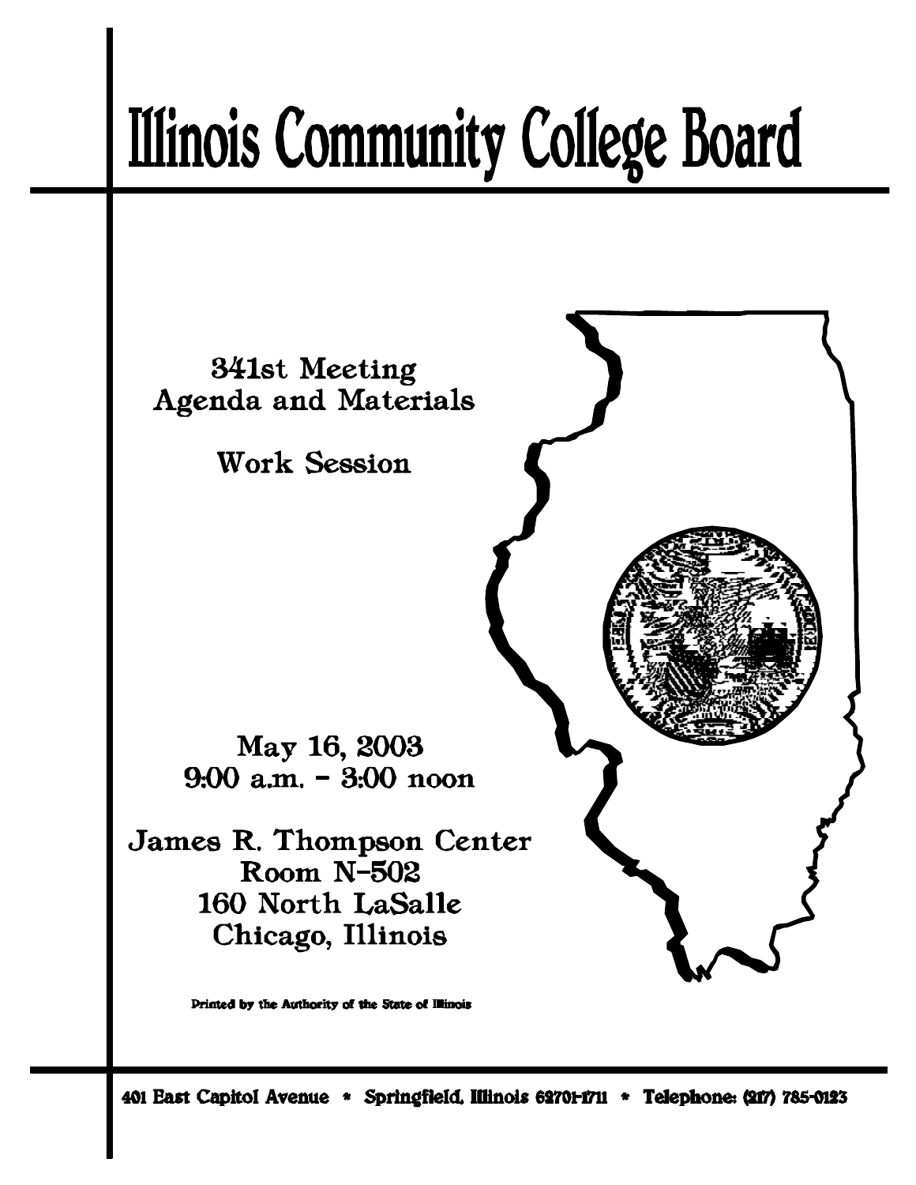# Illinois Community College Board

341st Meeting
Agenda and Materials

Work Session

May 16, 2003
9:00 a.m. – 3:00 noon

James R. Thompson Center
Room N-502
160 North LaSalle
Chicago, Illinois

Printed by the Authority of the State of Illinois

401 East Capitol Avenue * Springfield, Illinois 62701-1711 * Telephone: (217) 785-0123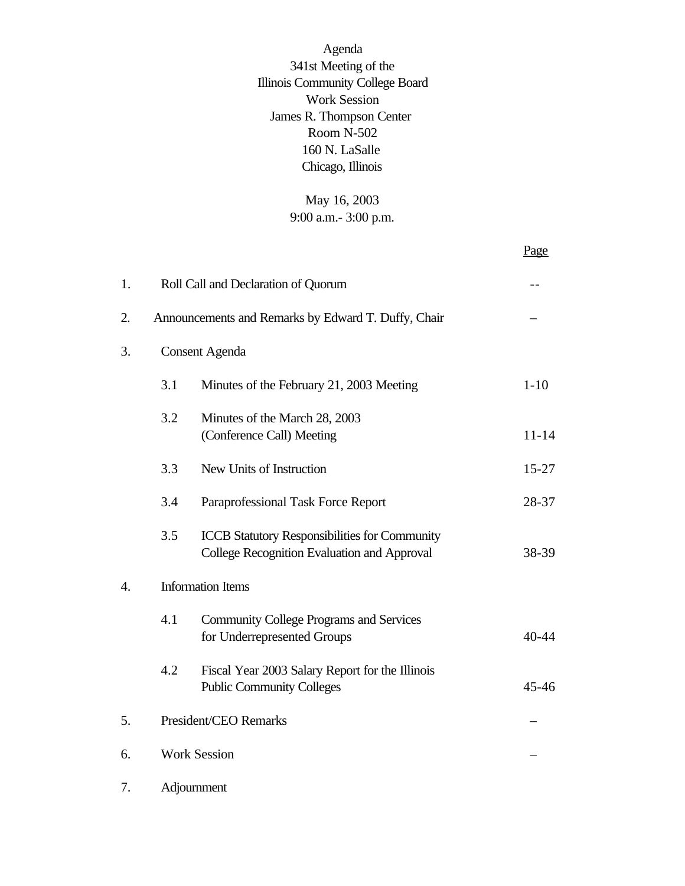Agenda
341st Meeting of the
Illinois Community College Board
Work Session
James R. Thompson Center
Room N-502
160 N. LaSalle
Chicago, Illinois

May 16, 2003
9:00 a.m.- 3:00 p.m.

| | | | Page |
|---|---|---|---|
| 1. | Roll Call and Declaration of Quorum | | -- |
| 2. | Announcements and Remarks by Edward T. Duffy, Chair | | – |
| 3. | Consent Agenda | | |
| | 3.1 | Minutes of the February 21, 2003 Meeting | 1-10 |
| | 3.2 | Minutes of the March 28, 2003 (Conference Call) Meeting | 11-14 |
| | 3.3 | New Units of Instruction | 15-27 |
| | 3.4 | Paraprofessional Task Force Report | 28-37 |
| | 3.5 | ICCB Statutory Responsibilities for Community College Recognition Evaluation and Approval | 38-39 |
| 4. | Information Items | | |
| | 4.1 | Community College Programs and Services for Underrepresented Groups | 40-44 |
| | 4.2 | Fiscal Year 2003 Salary Report for the Illinois Public Community Colleges | 45-46 |
| 5. | President/CEO Remarks | | – |
| 6. | Work Session | | – |
| 7. | Adjournment | | |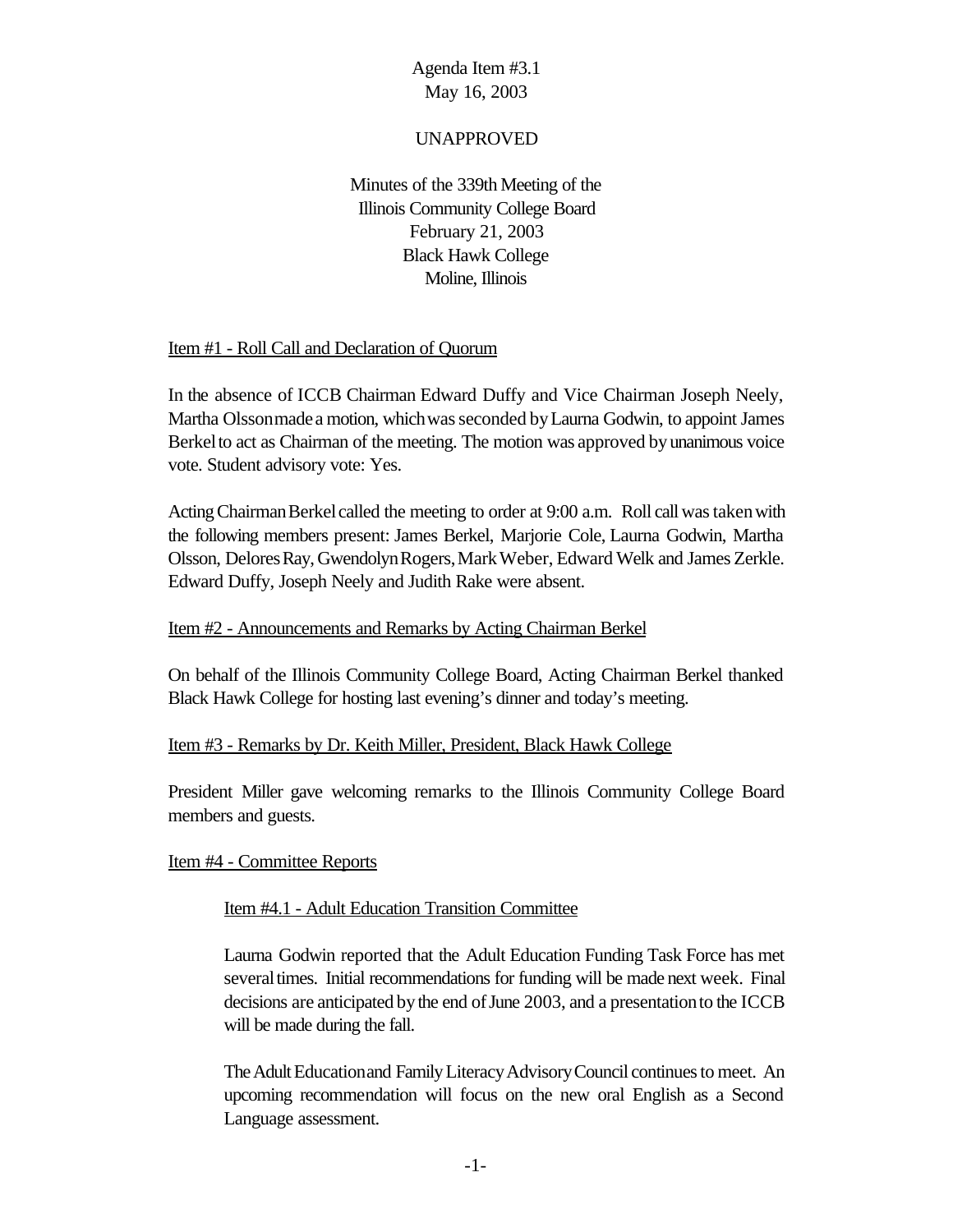Agenda Item #3.1
May 16, 2003

UNAPPROVED

Minutes of the 339th Meeting of the
Illinois Community College Board
February 21, 2003
Black Hawk College
Moline, Illinois

Item #1 - Roll Call and Declaration of Quorum

In the absence of ICCB Chairman Edward Duffy and Vice Chairman Joseph Neely, Martha Olsson made a motion, which was seconded by Laurna Godwin, to appoint James Berkel to act as Chairman of the meeting. The motion was approved by unanimous voice vote. Student advisory vote: Yes.

Acting Chairman Berkel called the meeting to order at 9:00 a.m. Roll call was taken with the following members present: James Berkel, Marjorie Cole, Laurna Godwin, Martha Olsson, Delores Ray, Gwendolyn Rogers, Mark Weber, Edward Welk and James Zerkle. Edward Duffy, Joseph Neely and Judith Rake were absent.

Item #2 - Announcements and Remarks by Acting Chairman Berkel

On behalf of the Illinois Community College Board, Acting Chairman Berkel thanked Black Hawk College for hosting last evening's dinner and today's meeting.

Item #3 - Remarks by Dr. Keith Miller, President, Black Hawk College

President Miller gave welcoming remarks to the Illinois Community College Board members and guests.

Item #4 - Committee Reports

Item #4.1 - Adult Education Transition Committee

Laurna Godwin reported that the Adult Education Funding Task Force has met several times. Initial recommendations for funding will be made next week. Final decisions are anticipated by the end of June 2003, and a presentation to the ICCB will be made during the fall.

The Adult Education and Family Literacy Advisory Council continues to meet. An upcoming recommendation will focus on the new oral English as a Second Language assessment.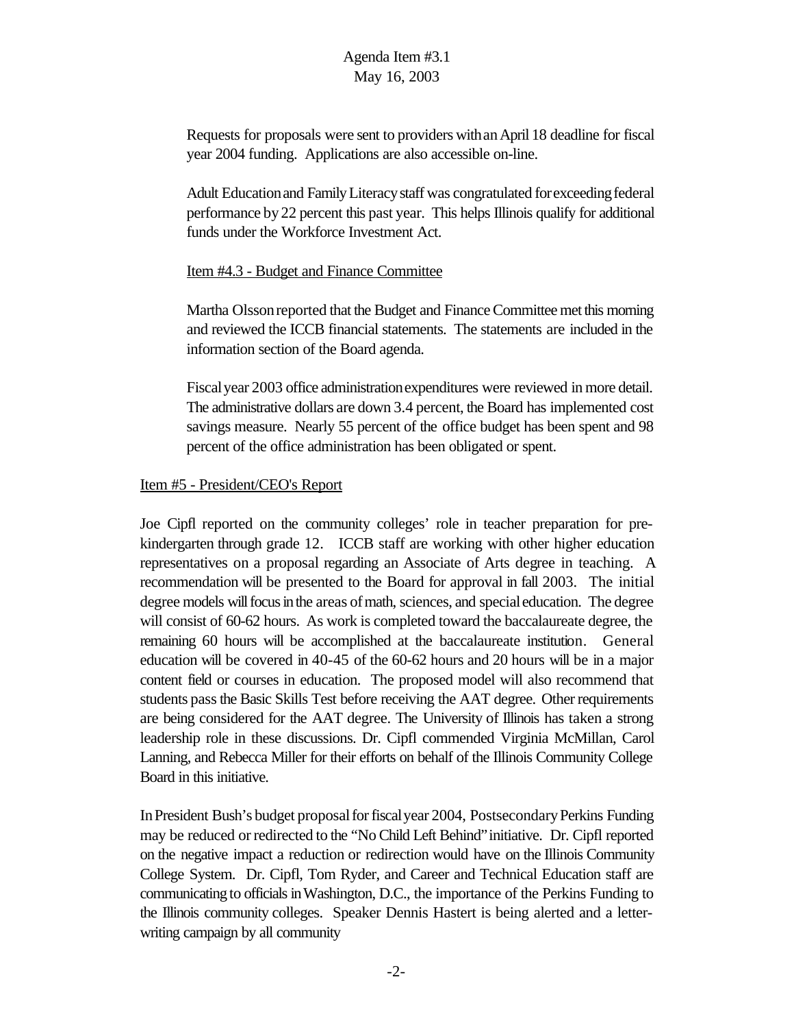Requests for proposals were sent to providers with an April 18 deadline for fiscal year 2004 funding. Applications are also accessible on-line.

Adult Education and Family Literacy staff was congratulated for exceeding federal performance by 22 percent this past year. This helps Illinois qualify for additional funds under the Workforce Investment Act.

<u>Item #4.3 - Budget and Finance Committee</u>

Martha Olsson reported that the Budget and Finance Committee met this morning and reviewed the ICCB financial statements. The statements are included in the information section of the Board agenda.

Fiscal year 2003 office administration expenditures were reviewed in more detail. The administrative dollars are down 3.4 percent, the Board has implemented cost savings measure. Nearly 55 percent of the office budget has been spent and 98 percent of the office administration has been obligated or spent.

<u>Item #5 - President/CEO's Report</u>

Joe Cipfl reported on the community colleges' role in teacher preparation for pre-kindergarten through grade 12. ICCB staff are working with other higher education representatives on a proposal regarding an Associate of Arts degree in teaching. A recommendation will be presented to the Board for approval in fall 2003. The initial degree models will focus in the areas of math, sciences, and special education. The degree will consist of 60-62 hours. As work is completed toward the baccalaureate degree, the remaining 60 hours will be accomplished at the baccalaureate institution. General education will be covered in 40-45 of the 60-62 hours and 20 hours will be in a major content field or courses in education. The proposed model will also recommend that students pass the Basic Skills Test before receiving the AAT degree. Other requirements are being considered for the AAT degree. The University of Illinois has taken a strong leadership role in these discussions. Dr. Cipfl commended Virginia McMillan, Carol Lanning, and Rebecca Miller for their efforts on behalf of the Illinois Community College Board in this initiative.

In President Bush's budget proposal for fiscal year 2004, Postsecondary Perkins Funding may be reduced or redirected to the "No Child Left Behind" initiative. Dr. Cipfl reported on the negative impact a reduction or redirection would have on the Illinois Community College System. Dr. Cipfl, Tom Ryder, and Career and Technical Education staff are communicating to officials in Washington, D.C., the importance of the Perkins Funding to the Illinois community colleges. Speaker Dennis Hastert is being alerted and a letter-writing campaign by all community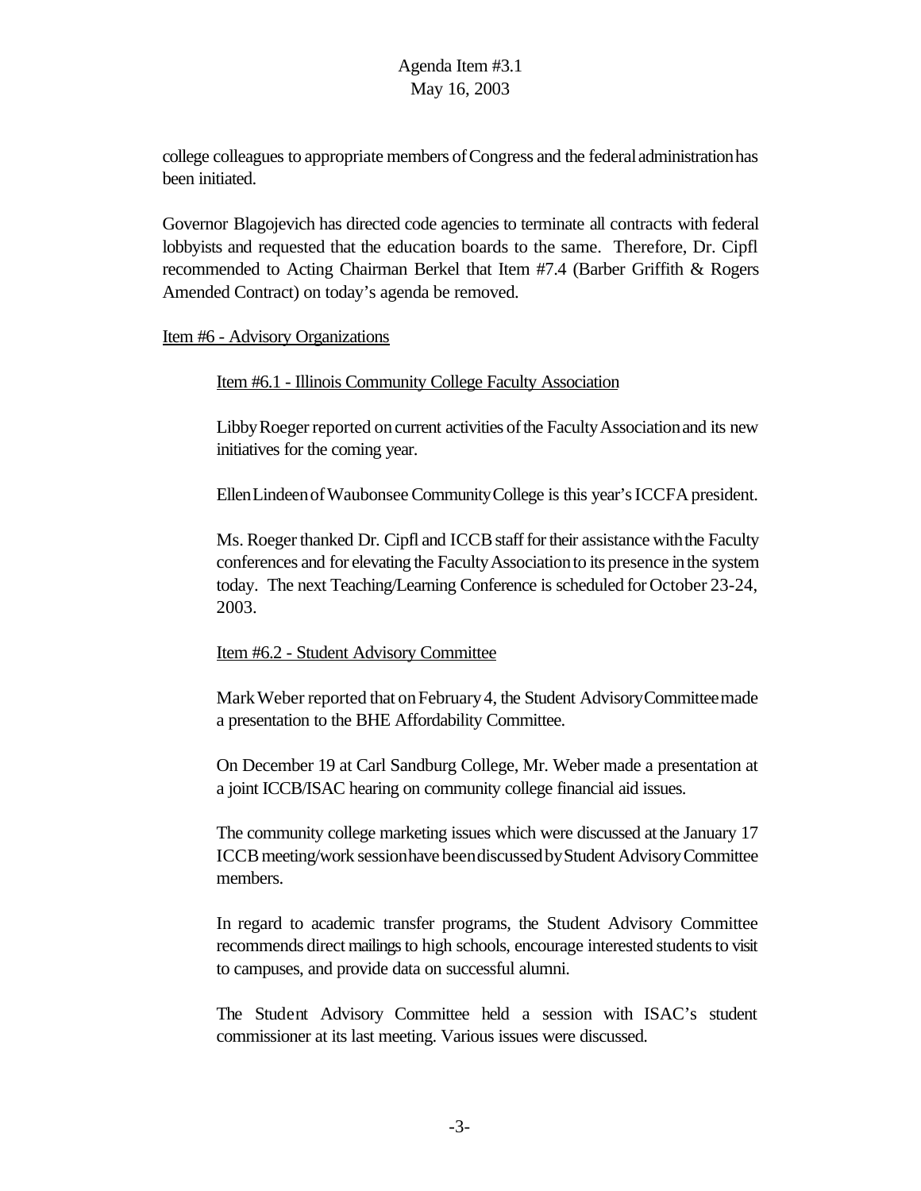college colleagues to appropriate members of Congress and the federal administration has been initiated.

Governor Blagojevich has directed code agencies to terminate all contracts with federal lobbyists and requested that the education boards to the same. Therefore, Dr. Cipfl recommended to Acting Chairman Berkel that Item #7.4 (Barber Griffith & Rogers Amended Contract) on today's agenda be removed.

Item #6 - Advisory Organizations

Item #6.1 - Illinois Community College Faculty Association

Libby Roeger reported on current activities of the Faculty Association and its new initiatives for the coming year.

Ellen Lindeen of Waubonsee Community College is this year's ICCFA president.

Ms. Roeger thanked Dr. Cipfl and ICCB staff for their assistance with the Faculty conferences and for elevating the Faculty Association to its presence in the system today. The next Teaching/Learning Conference is scheduled for October 23-24, 2003.

Item #6.2 - Student Advisory Committee

Mark Weber reported that on February 4, the Student Advisory Committee made a presentation to the BHE Affordability Committee.

On December 19 at Carl Sandburg College, Mr. Weber made a presentation at a joint ICCB/ISAC hearing on community college financial aid issues.

The community college marketing issues which were discussed at the January 17 ICCB meeting/work session have been discussed by Student Advisory Committee members.

In regard to academic transfer programs, the Student Advisory Committee recommends direct mailings to high schools, encourage interested students to visit to campuses, and provide data on successful alumni.

The Student Advisory Committee held a session with ISAC's student commissioner at its last meeting. Various issues were discussed.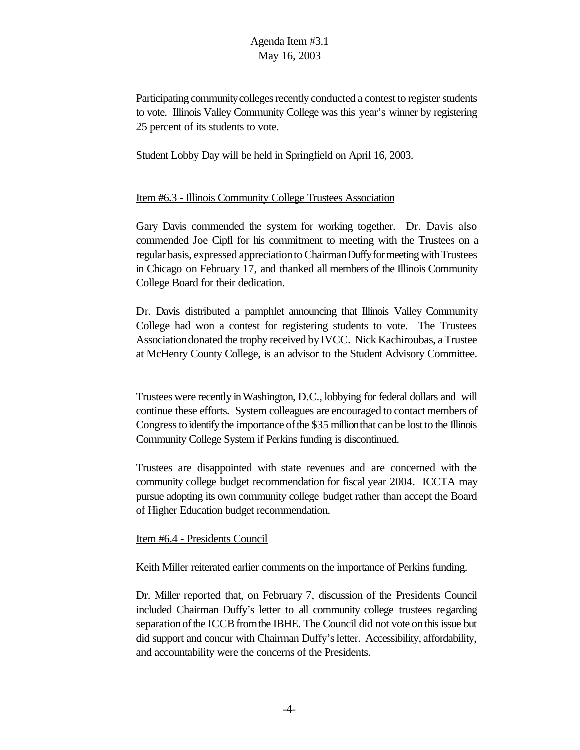Participating community colleges recently conducted a contest to register students to vote. Illinois Valley Community College was this year's winner by registering 25 percent of its students to vote.

Student Lobby Day will be held in Springfield on April 16, 2003.

Item #6.3 - Illinois Community College Trustees Association

Gary Davis commended the system for working together. Dr. Davis also commended Joe Cipfl for his commitment to meeting with the Trustees on a regular basis, expressed appreciation to Chairman Duffy for meeting with Trustees in Chicago on February 17, and thanked all members of the Illinois Community College Board for their dedication.

Dr. Davis distributed a pamphlet announcing that Illinois Valley Community College had won a contest for registering students to vote. The Trustees Association donated the trophy received by IVCC. Nick Kachiroubas, a Trustee at McHenry County College, is an advisor to the Student Advisory Committee.

Trustees were recently in Washington, D.C., lobbying for federal dollars and will continue these efforts. System colleagues are encouraged to contact members of Congress to identify the importance of the $35 million that can be lost to the Illinois Community College System if Perkins funding is discontinued.

Trustees are disappointed with state revenues and are concerned with the community college budget recommendation for fiscal year 2004. ICCTA may pursue adopting its own community college budget rather than accept the Board of Higher Education budget recommendation.

Item #6.4 - Presidents Council

Keith Miller reiterated earlier comments on the importance of Perkins funding.

Dr. Miller reported that, on February 7, discussion of the Presidents Council included Chairman Duffy's letter to all community college trustees regarding separation of the ICCB from the IBHE. The Council did not vote on this issue but did support and concur with Chairman Duffy's letter. Accessibility, affordability, and accountability were the concerns of the Presidents.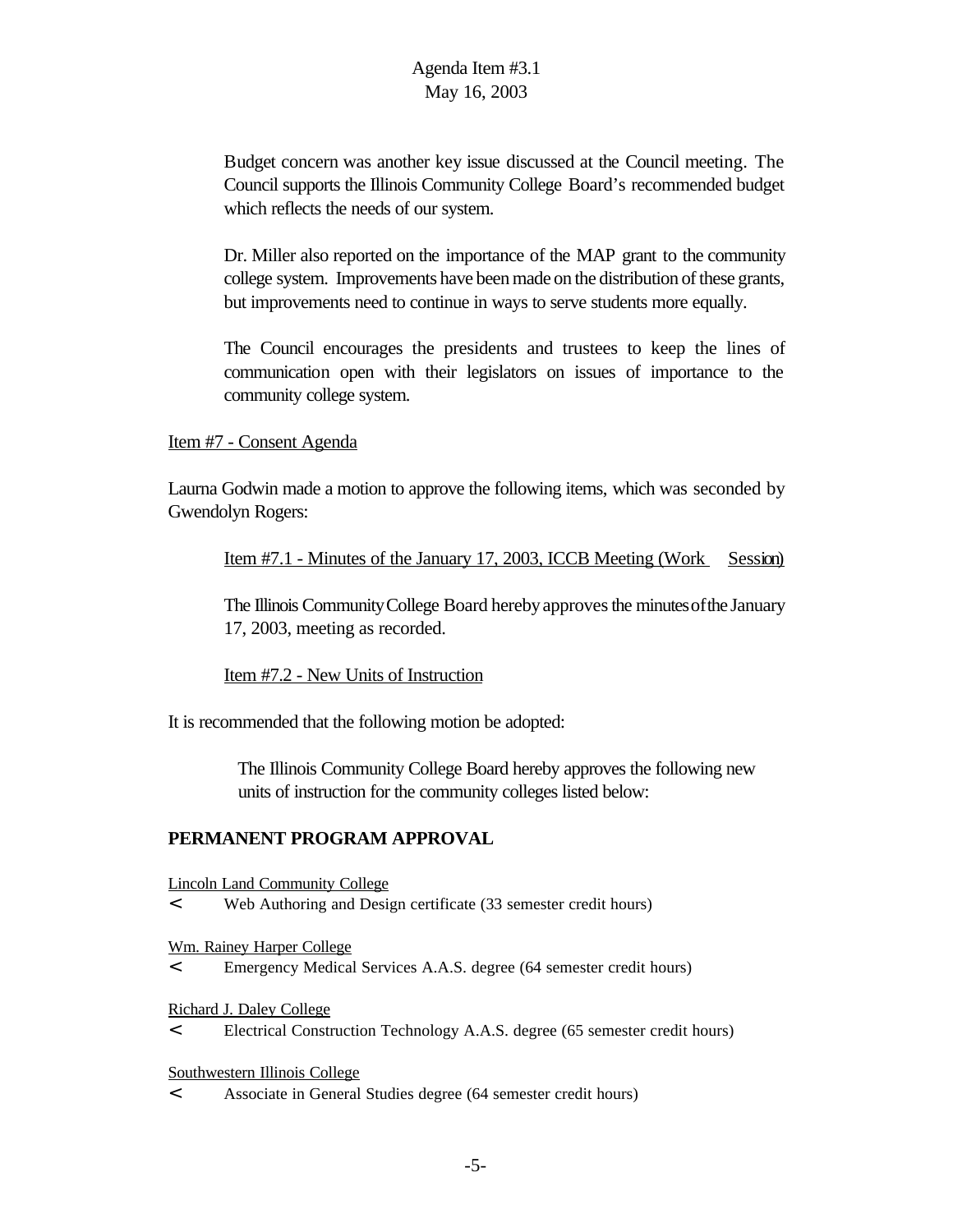Budget concern was another key issue discussed at the Council meeting. The Council supports the Illinois Community College Board's recommended budget which reflects the needs of our system.

Dr. Miller also reported on the importance of the MAP grant to the community college system. Improvements have been made on the distribution of these grants, but improvements need to continue in ways to serve students more equally.

The Council encourages the presidents and trustees to keep the lines of communication open with their legislators on issues of importance to the community college system.

Item #7 - Consent Agenda

Laurna Godwin made a motion to approve the following items, which was seconded by Gwendolyn Rogers:

Item #7.1 - Minutes of the January 17, 2003, ICCB Meeting (Work Session)

The Illinois Community College Board hereby approves the minutes of the January 17, 2003, meeting as recorded.

Item #7.2 - New Units of Instruction

It is recommended that the following motion be adopted:

The Illinois Community College Board hereby approves the following new units of instruction for the community colleges listed below:

**PERMANENT PROGRAM APPROVAL**

Lincoln Land Community College

- Web Authoring and Design certificate (33 semester credit hours)

Wm. Rainey Harper College

- Emergency Medical Services A.A.S. degree (64 semester credit hours)

Richard J. Daley College

- Electrical Construction Technology A.A.S. degree (65 semester credit hours)

Southwestern Illinois College

- Associate in General Studies degree (64 semester credit hours)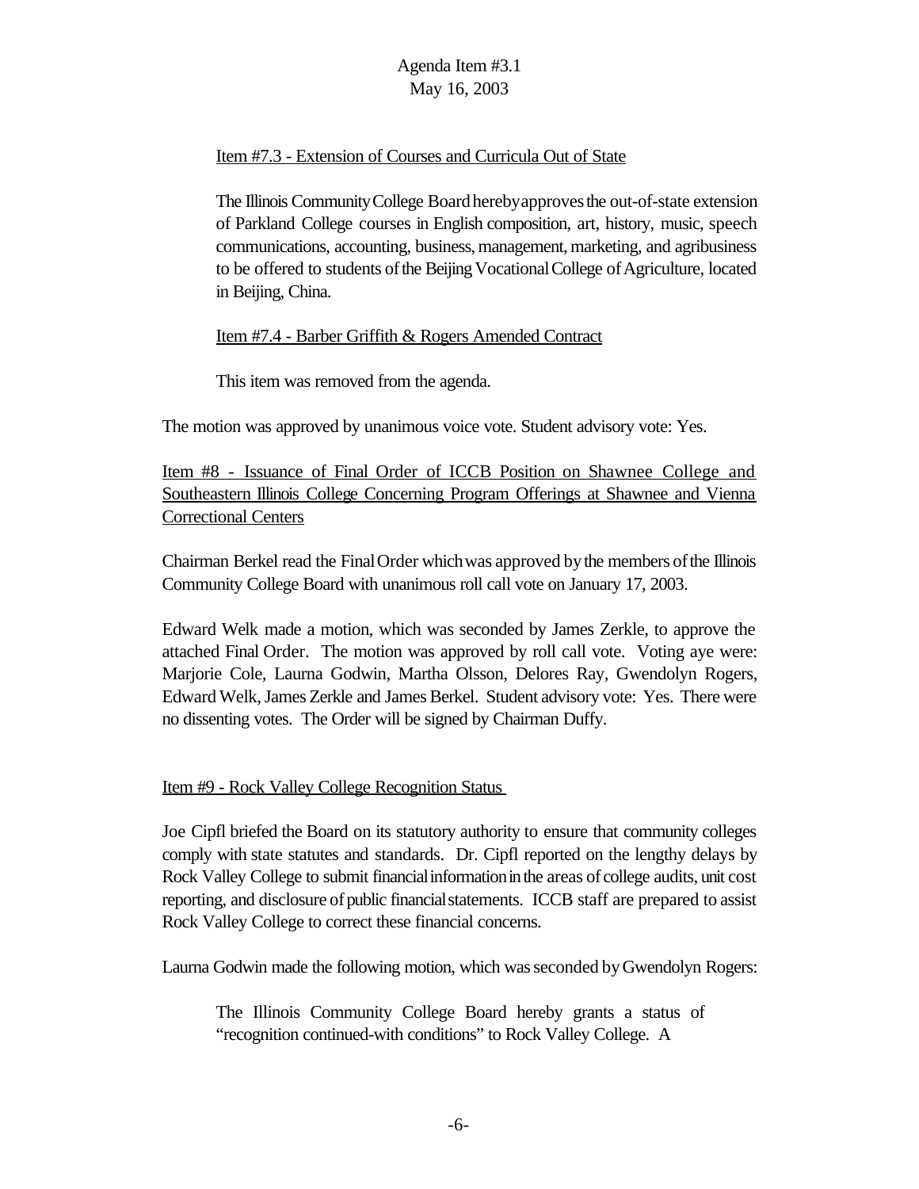Item #7.3 - Extension of Courses and Curricula Out of State

> The Illinois Community College Board hereby approves the out-of-state extension of Parkland College courses in English composition, art, history, music, speech communications, accounting, business, management, marketing, and agribusiness to be offered to students of the Beijing Vocational College of Agriculture, located in Beijing, China.

Item #7.4 - Barber Griffith & Rogers Amended Contract

> This item was removed from the agenda.

The motion was approved by unanimous voice vote. Student advisory vote: Yes.

Item #8 - Issuance of Final Order of ICCB Position on Shawnee College and Southeastern Illinois College Concerning Program Offerings at Shawnee and Vienna Correctional Centers

Chairman Berkel read the Final Order which was approved by the members of the Illinois Community College Board with unanimous roll call vote on January 17, 2003.

Edward Welk made a motion, which was seconded by James Zerkle, to approve the attached Final Order. The motion was approved by roll call vote. Voting aye were: Marjorie Cole, Laurna Godwin, Martha Olsson, Delores Ray, Gwendolyn Rogers, Edward Welk, James Zerkle and James Berkel. Student advisory vote: Yes. There were no dissenting votes. The Order will be signed by Chairman Duffy.

Item #9 - Rock Valley College Recognition Status

Joe Cipfl briefed the Board on its statutory authority to ensure that community colleges comply with state statutes and standards. Dr. Cipfl reported on the lengthy delays by Rock Valley College to submit financial information in the areas of college audits, unit cost reporting, and disclosure of public financial statements. ICCB staff are prepared to assist Rock Valley College to correct these financial concerns.

Laurna Godwin made the following motion, which was seconded by Gwendolyn Rogers:

> The Illinois Community College Board hereby grants a status of "recognition continued-with conditions" to Rock Valley College. A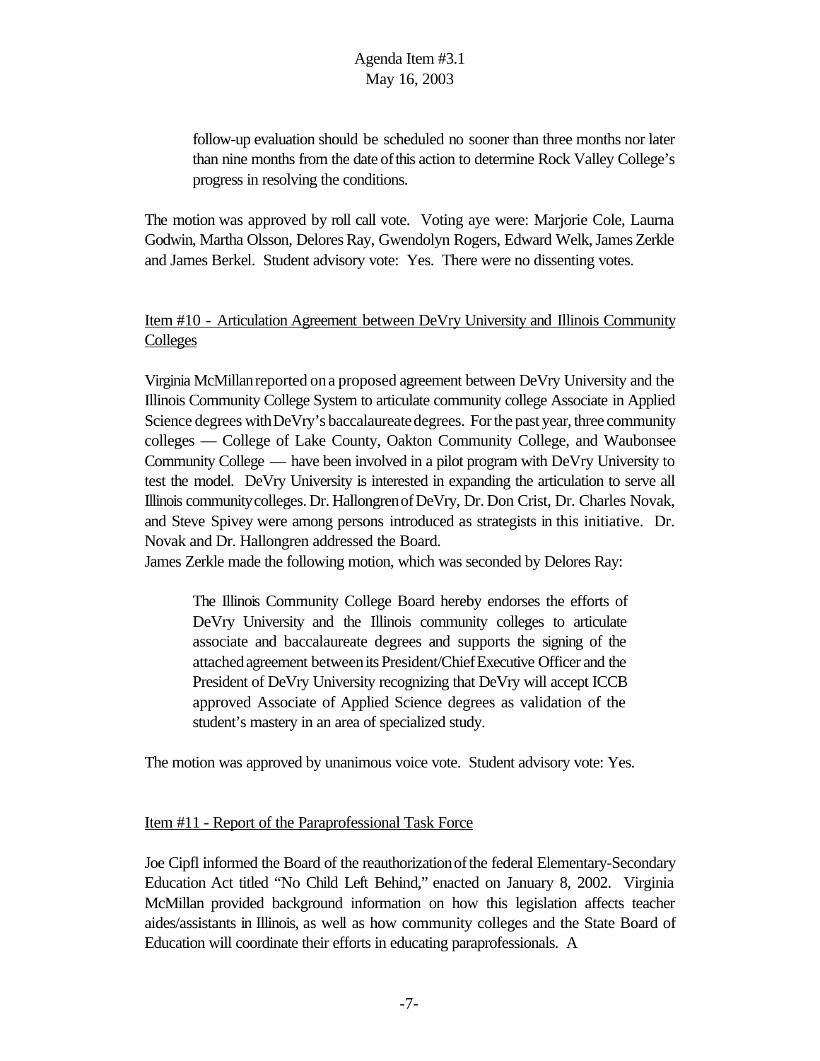follow-up evaluation should be scheduled no sooner than three months nor later than nine months from the date of this action to determine Rock Valley College's progress in resolving the conditions.

The motion was approved by roll call vote. Voting aye were: Marjorie Cole, Laurna Godwin, Martha Olsson, Delores Ray, Gwendolyn Rogers, Edward Welk, James Zerkle and James Berkel. Student advisory vote: Yes. There were no dissenting votes.

Item #10 - Articulation Agreement between DeVry University and Illinois Community Colleges

Virginia McMillan reported on a proposed agreement between DeVry University and the Illinois Community College System to articulate community college Associate in Applied Science degrees with DeVry's baccalaureate degrees. For the past year, three community colleges — College of Lake County, Oakton Community College, and Waubonsee Community College — have been involved in a pilot program with DeVry University to test the model. DeVry University is interested in expanding the articulation to serve all Illinois community colleges. Dr. Hallongren of DeVry, Dr. Don Crist, Dr. Charles Novak, and Steve Spivey were among persons introduced as strategists in this initiative. Dr. Novak and Dr. Hallongren addressed the Board.
James Zerkle made the following motion, which was seconded by Delores Ray:

> The Illinois Community College Board hereby endorses the efforts of DeVry University and the Illinois community colleges to articulate associate and baccalaureate degrees and supports the signing of the attached agreement between its President/Chief Executive Officer and the President of DeVry University recognizing that DeVry will accept ICCB approved Associate of Applied Science degrees as validation of the student's mastery in an area of specialized study.

The motion was approved by unanimous voice vote. Student advisory vote: Yes.

Item #11 - Report of the Paraprofessional Task Force

Joe Cipfl informed the Board of the reauthorization of the federal Elementary-Secondary Education Act titled "No Child Left Behind," enacted on January 8, 2002. Virginia McMillan provided background information on how this legislation affects teacher aides/assistants in Illinois, as well as how community colleges and the State Board of Education will coordinate their efforts in educating paraprofessionals. A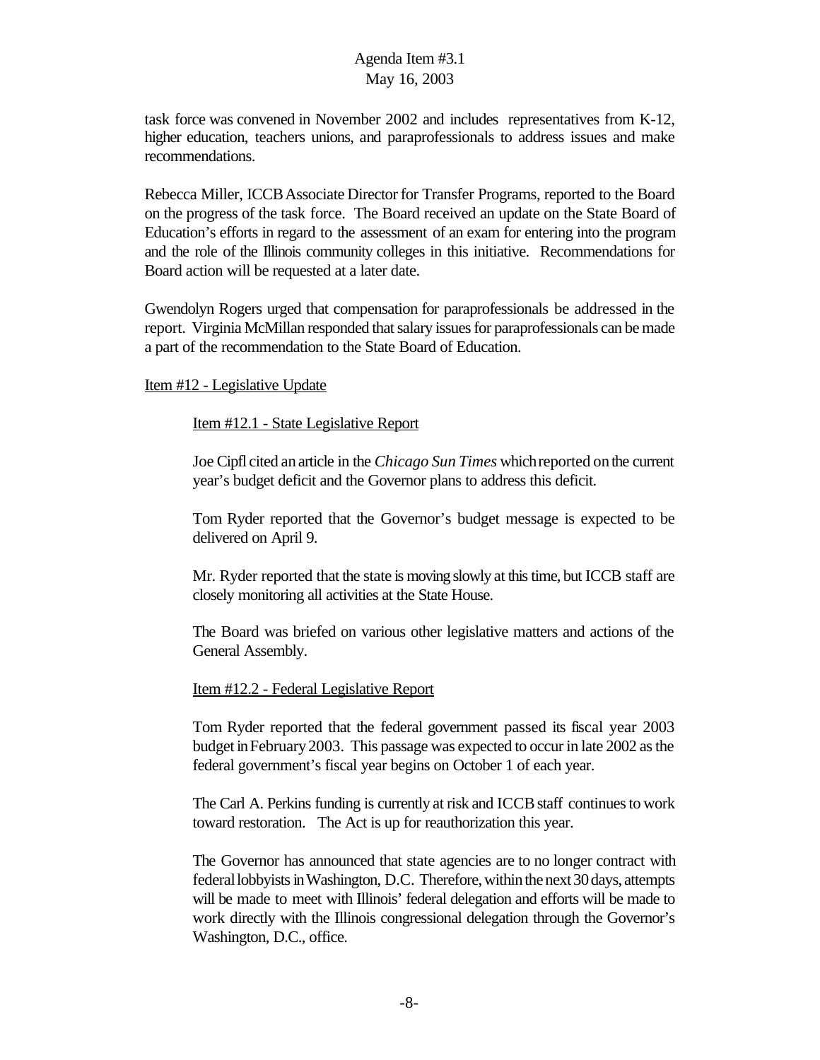task force was convened in November 2002 and includes representatives from K-12, higher education, teachers unions, and paraprofessionals to address issues and make recommendations.

Rebecca Miller, ICCB Associate Director for Transfer Programs, reported to the Board on the progress of the task force. The Board received an update on the State Board of Education's efforts in regard to the assessment of an exam for entering into the program and the role of the Illinois community colleges in this initiative. Recommendations for Board action will be requested at a later date.

Gwendolyn Rogers urged that compensation for paraprofessionals be addressed in the report. Virginia McMillan responded that salary issues for paraprofessionals can be made a part of the recommendation to the State Board of Education.

Item #12 - Legislative Update

Item #12.1 - State Legislative Report

Joe Cipfl cited an article in the *Chicago Sun Times* which reported on the current year's budget deficit and the Governor plans to address this deficit.

Tom Ryder reported that the Governor's budget message is expected to be delivered on April 9.

Mr. Ryder reported that the state is moving slowly at this time, but ICCB staff are closely monitoring all activities at the State House.

The Board was briefed on various other legislative matters and actions of the General Assembly.

Item #12.2 - Federal Legislative Report

Tom Ryder reported that the federal government passed its fiscal year 2003 budget in February 2003. This passage was expected to occur in late 2002 as the federal government's fiscal year begins on October 1 of each year.

The Carl A. Perkins funding is currently at risk and ICCB staff continues to work toward restoration. The Act is up for reauthorization this year.

The Governor has announced that state agencies are to no longer contract with federal lobbyists in Washington, D.C. Therefore, within the next 30 days, attempts will be made to meet with Illinois' federal delegation and efforts will be made to work directly with the Illinois congressional delegation through the Governor's Washington, D.C., office.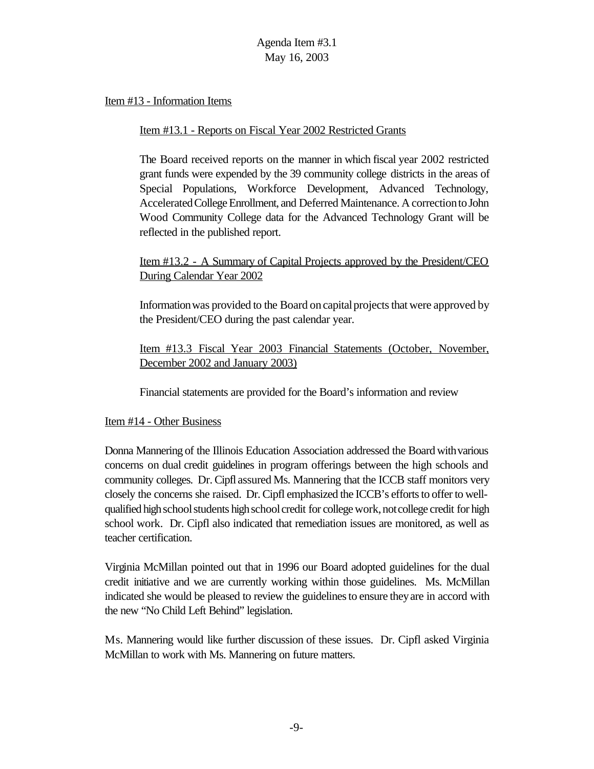Item #13 - Information Items

Item #13.1 - Reports on Fiscal Year 2002 Restricted Grants

The Board received reports on the manner in which fiscal year 2002 restricted grant funds were expended by the 39 community college districts in the areas of Special Populations, Workforce Development, Advanced Technology, Accelerated College Enrollment, and Deferred Maintenance. A correction to John Wood Community College data for the Advanced Technology Grant will be reflected in the published report.

Item #13.2 - A Summary of Capital Projects approved by the President/CEO During Calendar Year 2002

Information was provided to the Board on capital projects that were approved by the President/CEO during the past calendar year.

Item #13.3 Fiscal Year 2003 Financial Statements (October, November, December 2002 and January 2003)

Financial statements are provided for the Board's information and review

Item #14 - Other Business

Donna Mannering of the Illinois Education Association addressed the Board with various concerns on dual credit guidelines in program offerings between the high schools and community colleges. Dr. Cipfl assured Ms. Mannering that the ICCB staff monitors very closely the concerns she raised. Dr. Cipfl emphasized the ICCB's efforts to offer to well-qualified high school students high school credit for college work, not college credit for high school work. Dr. Cipfl also indicated that remediation issues are monitored, as well as teacher certification.

Virginia McMillan pointed out that in 1996 our Board adopted guidelines for the dual credit initiative and we are currently working within those guidelines. Ms. McMillan indicated she would be pleased to review the guidelines to ensure they are in accord with the new "No Child Left Behind" legislation.

Ms. Mannering would like further discussion of these issues. Dr. Cipfl asked Virginia McMillan to work with Ms. Mannering on future matters.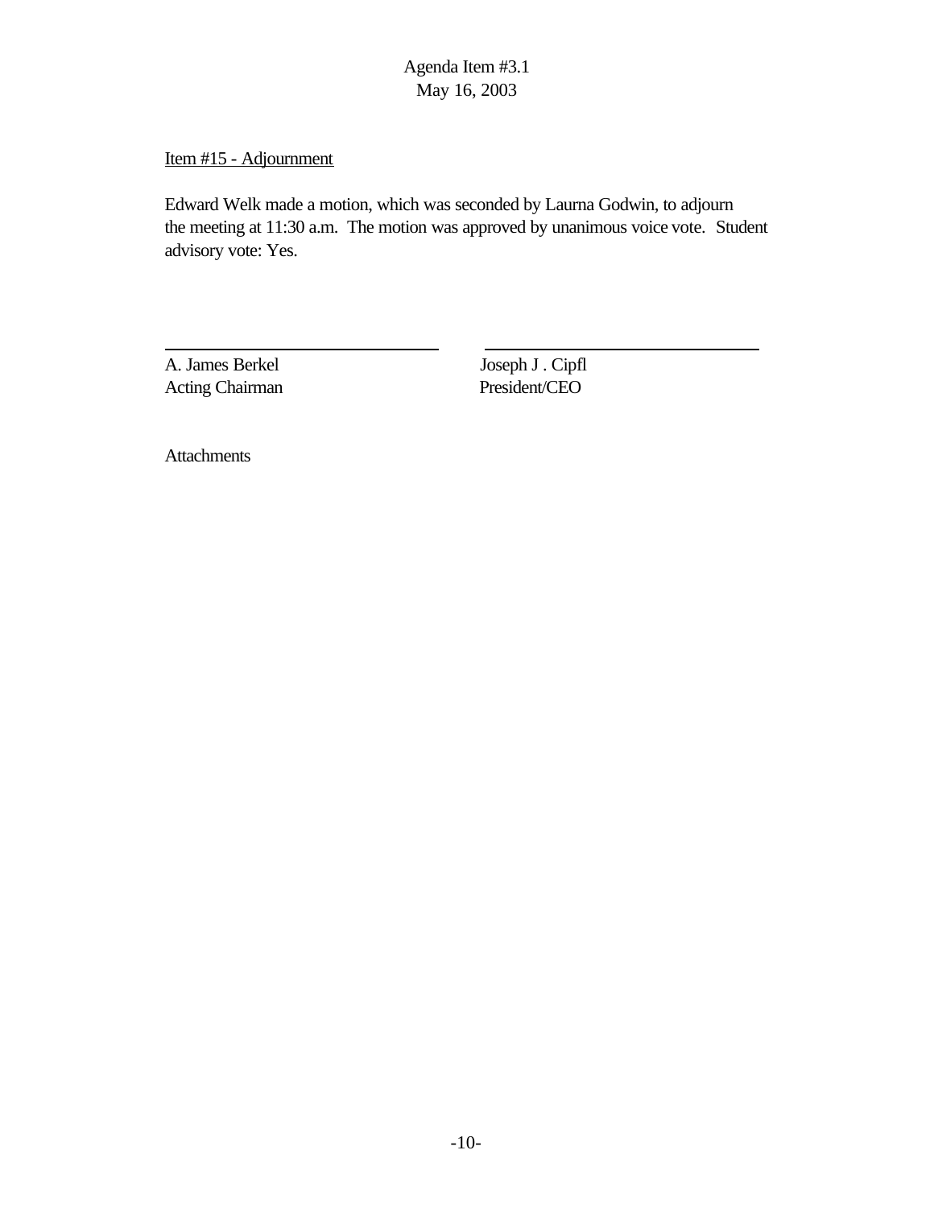Agenda Item #3.1
May 16, 2003

Item #15 - Adjournment

Edward Welk made a motion, which was seconded by Laurna Godwin, to adjourn the meeting at 11:30 a.m. The motion was approved by unanimous voice vote. Student advisory vote: Yes.

| | |
|---|---|
| A. James Berkel | Joseph J . Cipfl |
| Acting Chairman | President/CEO |

Attachments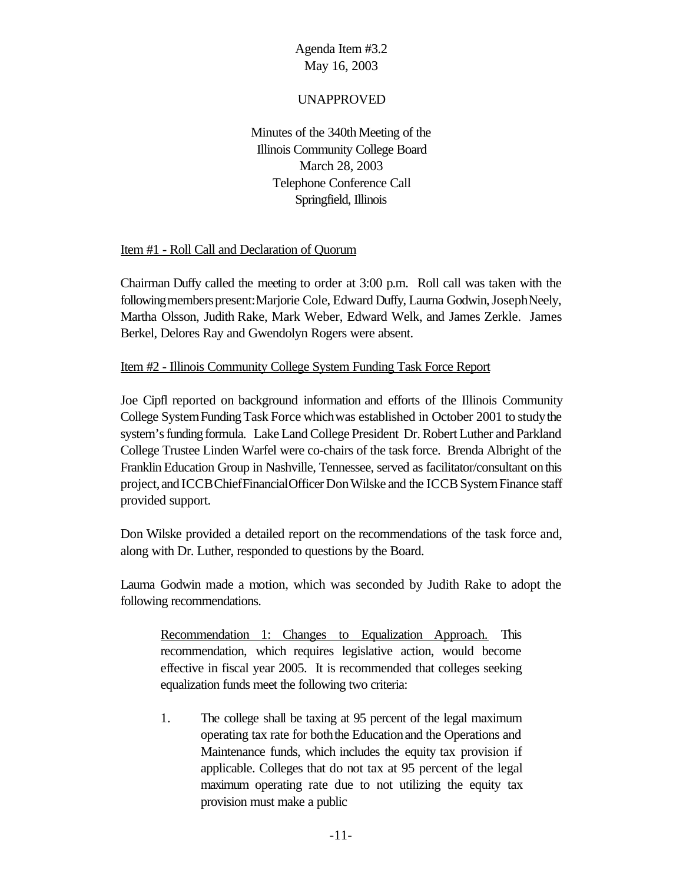Agenda Item #3.2
May 16, 2003

UNAPPROVED

Minutes of the 340th Meeting of the
Illinois Community College Board
March 28, 2003
Telephone Conference Call
Springfield, Illinois

Item #1 - Roll Call and Declaration of Quorum

Chairman Duffy called the meeting to order at 3:00 p.m. Roll call was taken with the following members present: Marjorie Cole, Edward Duffy, Laurna Godwin, Joseph Neely, Martha Olsson, Judith Rake, Mark Weber, Edward Welk, and James Zerkle. James Berkel, Delores Ray and Gwendolyn Rogers were absent.

Item #2 - Illinois Community College System Funding Task Force Report

Joe Cipfl reported on background information and efforts of the Illinois Community College System Funding Task Force which was established in October 2001 to study the system's funding formula. Lake Land College President Dr. Robert Luther and Parkland College Trustee Linden Warfel were co-chairs of the task force. Brenda Albright of the Franklin Education Group in Nashville, Tennessee, served as facilitator/consultant on this project, and ICCB Chief Financial Officer Don Wilske and the ICCB System Finance staff provided support.

Don Wilske provided a detailed report on the recommendations of the task force and, along with Dr. Luther, responded to questions by the Board.

Laurna Godwin made a motion, which was seconded by Judith Rake to adopt the following recommendations.

> Recommendation 1: Changes to Equalization Approach. This recommendation, which requires legislative action, would become effective in fiscal year 2005. It is recommended that colleges seeking equalization funds meet the following two criteria:
>
> 1. The college shall be taxing at 95 percent of the legal maximum operating tax rate for both the Education and the Operations and Maintenance funds, which includes the equity tax provision if applicable. Colleges that do not tax at 95 percent of the legal maximum operating rate due to not utilizing the equity tax provision must make a public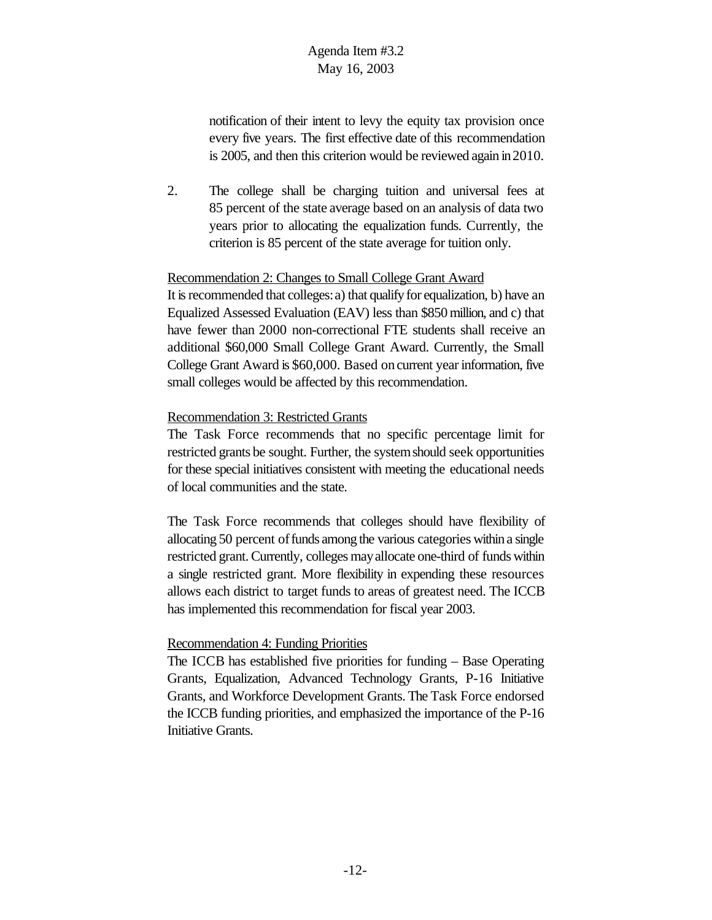notification of their intent to levy the equity tax provision once every five years. The first effective date of this recommendation is 2005, and then this criterion would be reviewed again in 2010.

2. The college shall be charging tuition and universal fees at 85 percent of the state average based on an analysis of data two years prior to allocating the equalization funds. Currently, the criterion is 85 percent of the state average for tuition only.

Recommendation 2: Changes to Small College Grant Award

It is recommended that colleges: a) that qualify for equalization, b) have an Equalized Assessed Evaluation (EAV) less than $850 million, and c) that have fewer than 2000 non-correctional FTE students shall receive an additional $60,000 Small College Grant Award. Currently, the Small College Grant Award is $60,000. Based on current year information, five small colleges would be affected by this recommendation.

Recommendation 3: Restricted Grants

The Task Force recommends that no specific percentage limit for restricted grants be sought. Further, the system should seek opportunities for these special initiatives consistent with meeting the educational needs of local communities and the state.

The Task Force recommends that colleges should have flexibility of allocating 50 percent of funds among the various categories within a single restricted grant. Currently, colleges may allocate one-third of funds within a single restricted grant. More flexibility in expending these resources allows each district to target funds to areas of greatest need. The ICCB has implemented this recommendation for fiscal year 2003.

Recommendation 4: Funding Priorities

The ICCB has established five priorities for funding – Base Operating Grants, Equalization, Advanced Technology Grants, P-16 Initiative Grants, and Workforce Development Grants. The Task Force endorsed the ICCB funding priorities, and emphasized the importance of the P-16 Initiative Grants.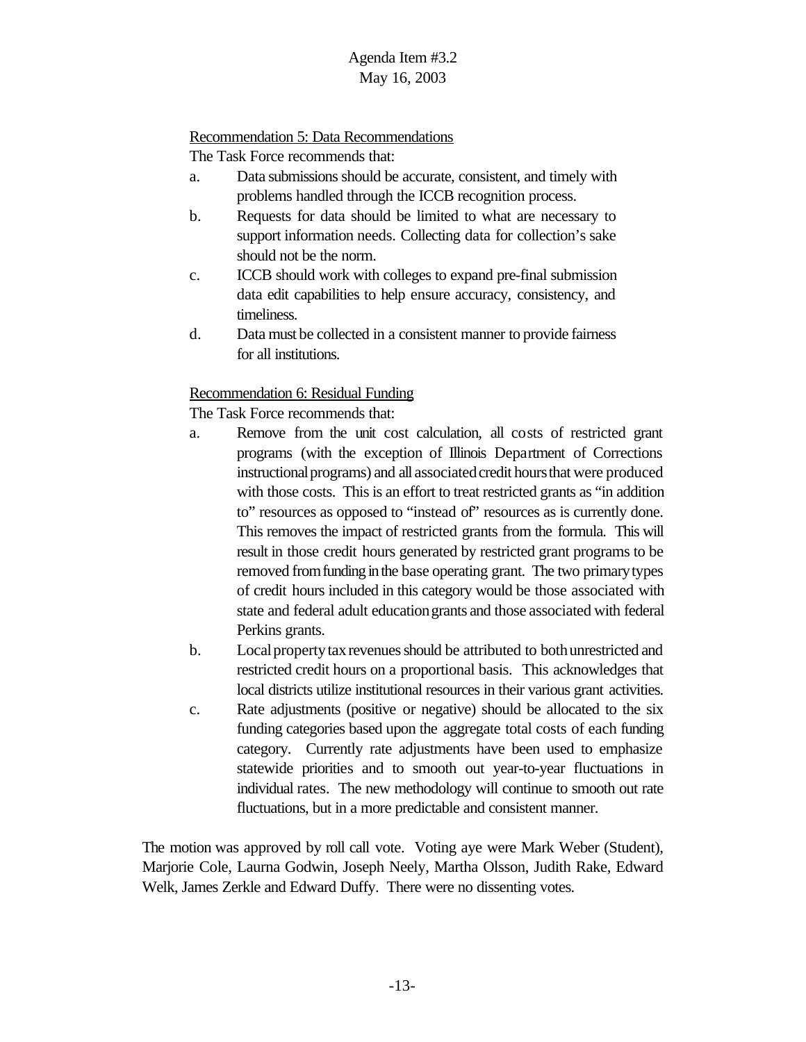Recommendation 5: Data Recommendations

The Task Force recommends that:

a. Data submissions should be accurate, consistent, and timely with problems handled through the ICCB recognition process.
b. Requests for data should be limited to what are necessary to support information needs. Collecting data for collection's sake should not be the norm.
c. ICCB should work with colleges to expand pre-final submission data edit capabilities to help ensure accuracy, consistency, and timeliness.
d. Data must be collected in a consistent manner to provide fairness for all institutions.

Recommendation 6: Residual Funding

The Task Force recommends that:

a. Remove from the unit cost calculation, all costs of restricted grant programs (with the exception of Illinois Department of Corrections instructional programs) and all associated credit hours that were produced with those costs. This is an effort to treat restricted grants as "in addition to" resources as opposed to "instead of" resources as is currently done. This removes the impact of restricted grants from the formula. This will result in those credit hours generated by restricted grant programs to be removed from funding in the base operating grant. The two primary types of credit hours included in this category would be those associated with state and federal adult education grants and those associated with federal Perkins grants.
b. Local property tax revenues should be attributed to both unrestricted and restricted credit hours on a proportional basis. This acknowledges that local districts utilize institutional resources in their various grant activities.
c. Rate adjustments (positive or negative) should be allocated to the six funding categories based upon the aggregate total costs of each funding category. Currently rate adjustments have been used to emphasize statewide priorities and to smooth out year-to-year fluctuations in individual rates. The new methodology will continue to smooth out rate fluctuations, but in a more predictable and consistent manner.

The motion was approved by roll call vote. Voting aye were Mark Weber (Student), Marjorie Cole, Laurna Godwin, Joseph Neely, Martha Olsson, Judith Rake, Edward Welk, James Zerkle and Edward Duffy. There were no dissenting votes.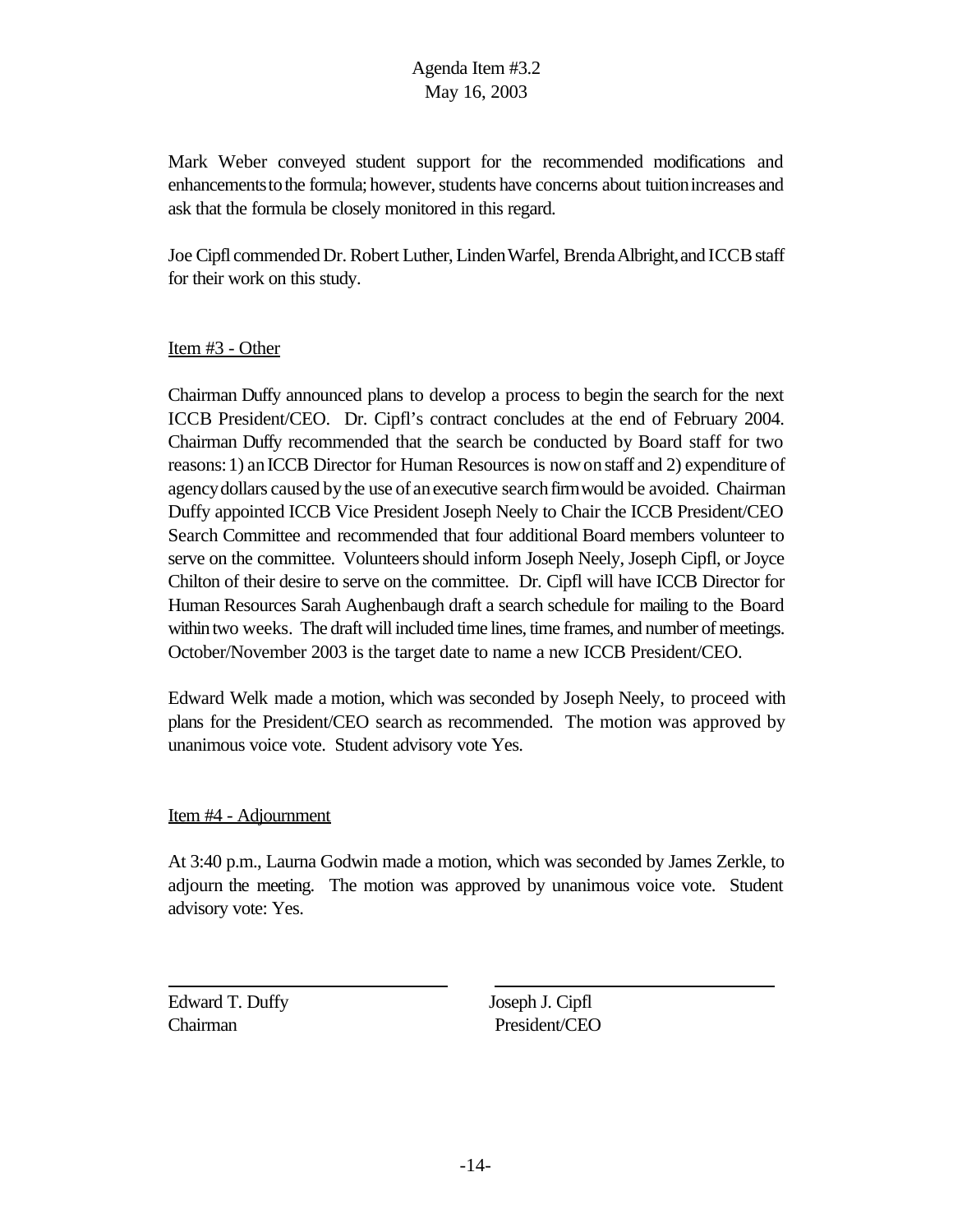Agenda Item #3.2
May 16, 2003

Mark Weber conveyed student support for the recommended modifications and enhancements to the formula; however, students have concerns about tuition increases and ask that the formula be closely monitored in this regard.

Joe Cipfl commended Dr. Robert Luther, Linden Warfel, Brenda Albright, and ICCB staff for their work on this study.

Item #3 - Other

Chairman Duffy announced plans to develop a process to begin the search for the next ICCB President/CEO. Dr. Cipfl's contract concludes at the end of February 2004. Chairman Duffy recommended that the search be conducted by Board staff for two reasons: 1) an ICCB Director for Human Resources is now on staff and 2) expenditure of agency dollars caused by the use of an executive search firm would be avoided. Chairman Duffy appointed ICCB Vice President Joseph Neely to Chair the ICCB President/CEO Search Committee and recommended that four additional Board members volunteer to serve on the committee. Volunteers should inform Joseph Neely, Joseph Cipfl, or Joyce Chilton of their desire to serve on the committee. Dr. Cipfl will have ICCB Director for Human Resources Sarah Aughenbaugh draft a search schedule for mailing to the Board within two weeks. The draft will included time lines, time frames, and number of meetings. October/November 2003 is the target date to name a new ICCB President/CEO.

Edward Welk made a motion, which was seconded by Joseph Neely, to proceed with plans for the President/CEO search as recommended. The motion was approved by unanimous voice vote. Student advisory vote Yes.

Item #4 - Adjournment

At 3:40 p.m., Laurna Godwin made a motion, which was seconded by James Zerkle, to adjourn the meeting. The motion was approved by unanimous voice vote. Student advisory vote: Yes.

| Edward T. Duffy | Joseph J. Cipfl |
|---|---|
| Chairman | President/CEO |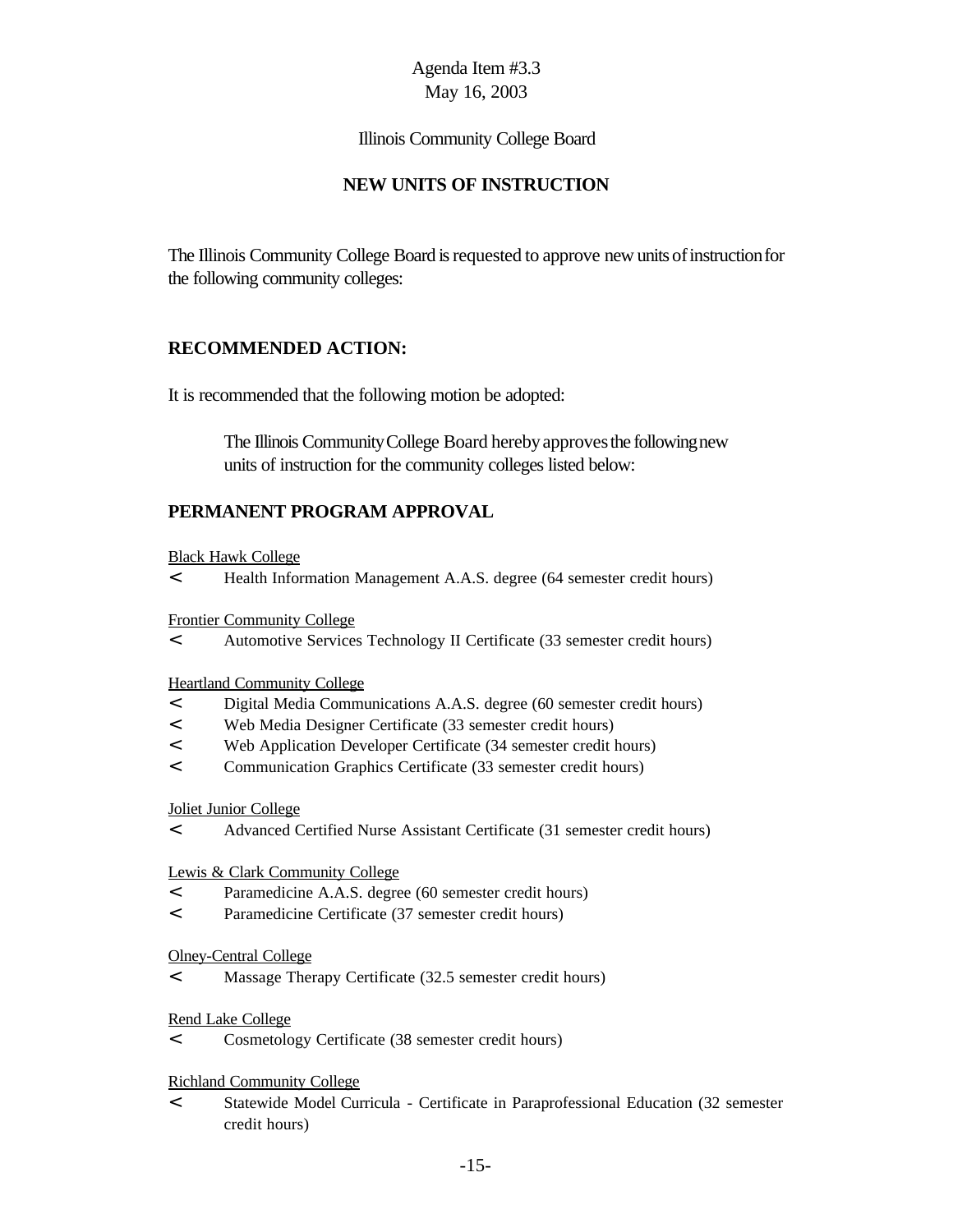Agenda Item #3.3
May 16, 2003

Illinois Community College Board

## NEW UNITS OF INSTRUCTION

The Illinois Community College Board is requested to approve new units of instruction for the following community colleges:

### RECOMMENDED ACTION:

It is recommended that the following motion be adopted:

> The Illinois Community College Board hereby approves the following new units of instruction for the community colleges listed below:

### PERMANENT PROGRAM APPROVAL

Black Hawk College

- Health Information Management A.A.S. degree (64 semester credit hours)

Frontier Community College

- Automotive Services Technology II Certificate (33 semester credit hours)

Heartland Community College

- Digital Media Communications A.A.S. degree (60 semester credit hours)
- Web Media Designer Certificate (33 semester credit hours)
- Web Application Developer Certificate (34 semester credit hours)
- Communication Graphics Certificate (33 semester credit hours)

Joliet Junior College

- Advanced Certified Nurse Assistant Certificate (31 semester credit hours)

Lewis & Clark Community College

- Paramedicine A.A.S. degree (60 semester credit hours)
- Paramedicine Certificate (37 semester credit hours)

Olney-Central College

- Massage Therapy Certificate (32.5 semester credit hours)

Rend Lake College

- Cosmetology Certificate (38 semester credit hours)

Richland Community College

- Statewide Model Curricula - Certificate in Paraprofessional Education (32 semester credit hours)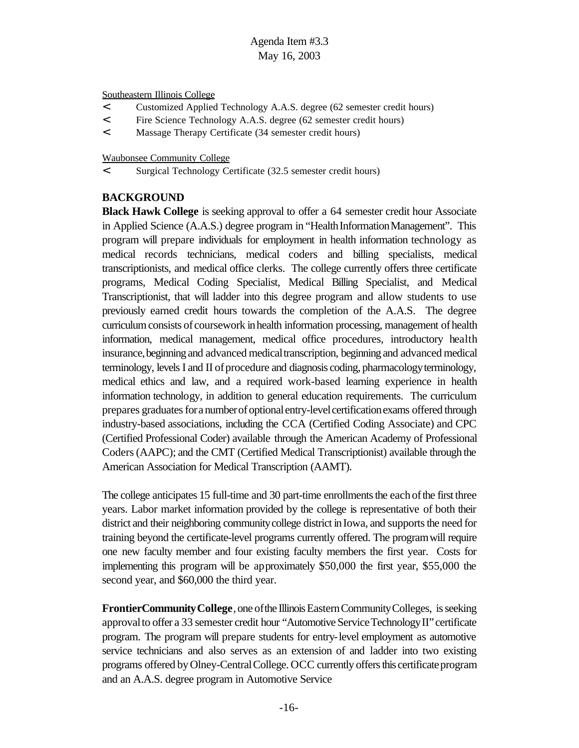Southeastern Illinois College

- Customized Applied Technology A.A.S. degree (62 semester credit hours)
- Fire Science Technology A.A.S. degree (62 semester credit hours)
- Massage Therapy Certificate (34 semester credit hours)

Waubonsee Community College

- Surgical Technology Certificate (32.5 semester credit hours)

**BACKGROUND**

**Black Hawk College** is seeking approval to offer a 64 semester credit hour Associate in Applied Science (A.A.S.) degree program in "Health Information Management". This program will prepare individuals for employment in health information technology as medical records technicians, medical coders and billing specialists, medical transcriptionists, and medical office clerks. The college currently offers three certificate programs, Medical Coding Specialist, Medical Billing Specialist, and Medical Transcriptionist, that will ladder into this degree program and allow students to use previously earned credit hours towards the completion of the A.A.S. The degree curriculum consists of coursework in health information processing, management of health information, medical management, medical office procedures, introductory health insurance, beginning and advanced medical transcription, beginning and advanced medical terminology, levels I and II of procedure and diagnosis coding, pharmacology terminology, medical ethics and law, and a required work-based learning experience in health information technology, in addition to general education requirements. The curriculum prepares graduates for a number of optional entry-level certification exams offered through industry-based associations, including the CCA (Certified Coding Associate) and CPC (Certified Professional Coder) available through the American Academy of Professional Coders (AAPC); and the CMT (Certified Medical Transcriptionist) available through the American Association for Medical Transcription (AAMT).

The college anticipates 15 full-time and 30 part-time enrollments the each of the first three years. Labor market information provided by the college is representative of both their district and their neighboring community college district in Iowa, and supports the need for training beyond the certificate-level programs currently offered. The program will require one new faculty member and four existing faculty members the first year. Costs for implementing this program will be approximately $50,000 the first year, $55,000 the second year, and $60,000 the third year.

**Frontier Community College**, one of the Illinois Eastern Community Colleges, is seeking approval to offer a 33 semester credit hour "Automotive Service Technology II" certificate program. The program will prepare students for entry-level employment as automotive service technicians and also serves as an extension of and ladder into two existing programs offered by Olney-Central College. OCC currently offers this certificate program and an A.A.S. degree program in Automotive Service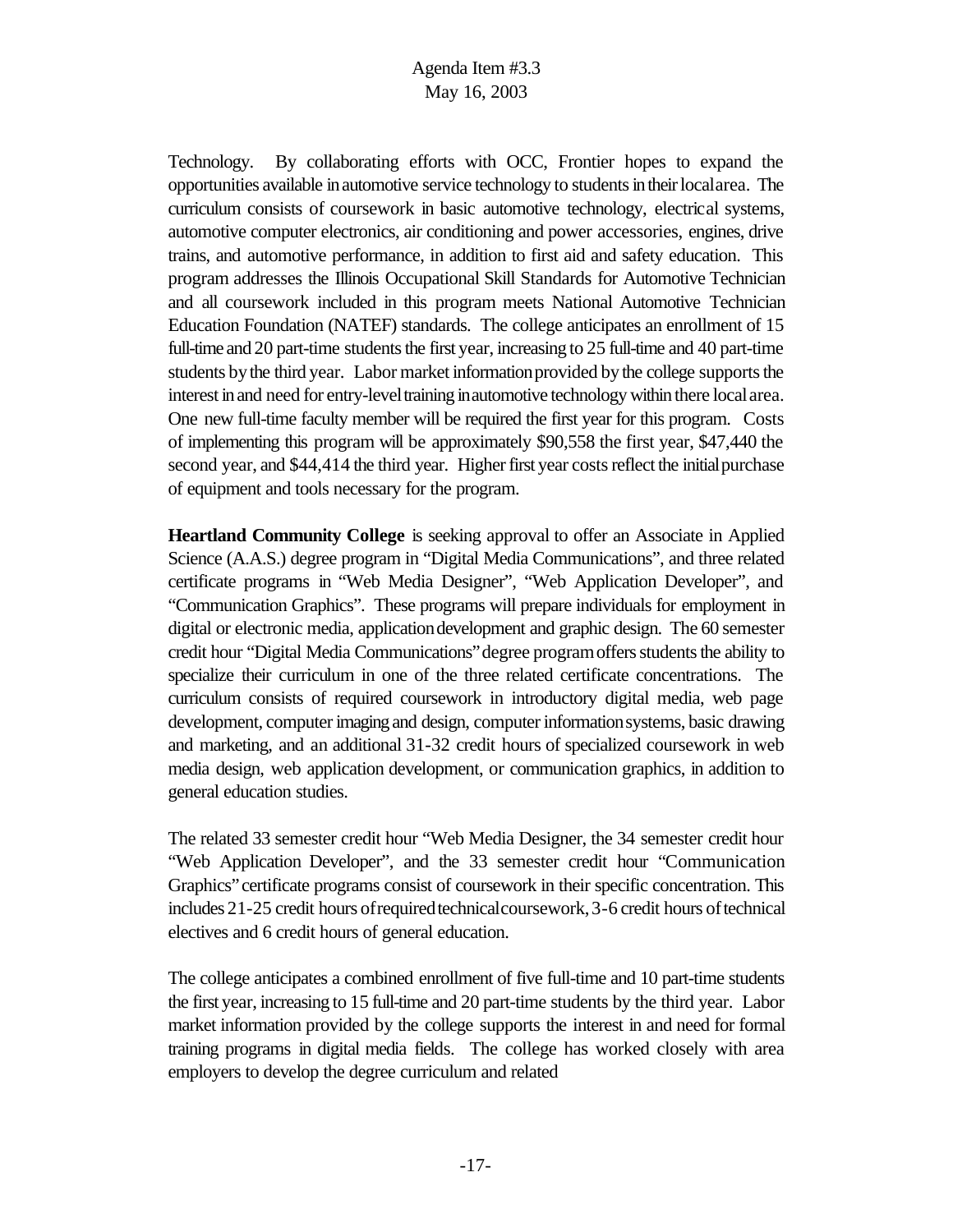Technology. By collaborating efforts with OCC, Frontier hopes to expand the opportunities available in automotive service technology to students in their local area. The curriculum consists of coursework in basic automotive technology, electrical systems, automotive computer electronics, air conditioning and power accessories, engines, drive trains, and automotive performance, in addition to first aid and safety education. This program addresses the Illinois Occupational Skill Standards for Automotive Technician and all coursework included in this program meets National Automotive Technician Education Foundation (NATEF) standards. The college anticipates an enrollment of 15 full-time and 20 part-time students the first year, increasing to 25 full-time and 40 part-time students by the third year. Labor market information provided by the college supports the interest in and need for entry-level training in automotive technology within there local area. One new full-time faculty member will be required the first year for this program. Costs of implementing this program will be approximately $90,558 the first year, $47,440 the second year, and $44,414 the third year. Higher first year costs reflect the initial purchase of equipment and tools necessary for the program.

**Heartland Community College** is seeking approval to offer an Associate in Applied Science (A.A.S.) degree program in "Digital Media Communications", and three related certificate programs in "Web Media Designer", "Web Application Developer", and "Communication Graphics". These programs will prepare individuals for employment in digital or electronic media, application development and graphic design. The 60 semester credit hour "Digital Media Communications" degree program offers students the ability to specialize their curriculum in one of the three related certificate concentrations. The curriculum consists of required coursework in introductory digital media, web page development, computer imaging and design, computer information systems, basic drawing and marketing, and an additional 31-32 credit hours of specialized coursework in web media design, web application development, or communication graphics, in addition to general education studies.

The related 33 semester credit hour "Web Media Designer, the 34 semester credit hour "Web Application Developer", and the 33 semester credit hour "Communication Graphics" certificate programs consist of coursework in their specific concentration. This includes 21-25 credit hours of required technical coursework, 3-6 credit hours of technical electives and 6 credit hours of general education.

The college anticipates a combined enrollment of five full-time and 10 part-time students the first year, increasing to 15 full-time and 20 part-time students by the third year. Labor market information provided by the college supports the interest in and need for formal training programs in digital media fields. The college has worked closely with area employers to develop the degree curriculum and related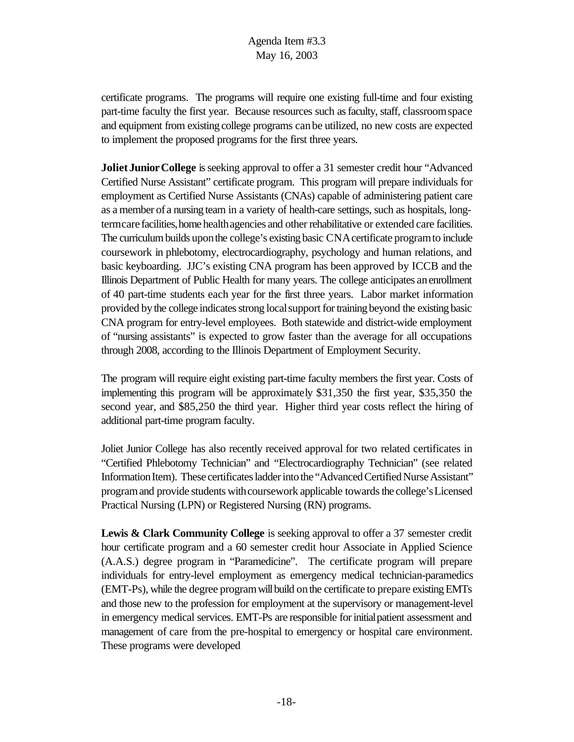certificate programs. The programs will require one existing full-time and four existing part-time faculty the first year. Because resources such as faculty, staff, classroom space and equipment from existing college programs can be utilized, no new costs are expected to implement the proposed programs for the first three years.

**Joliet Junior College** is seeking approval to offer a 31 semester credit hour "Advanced Certified Nurse Assistant" certificate program. This program will prepare individuals for employment as Certified Nurse Assistants (CNAs) capable of administering patient care as a member of a nursing team in a variety of health-care settings, such as hospitals, long-term care facilities, home health agencies and other rehabilitative or extended care facilities. The curriculum builds upon the college's existing basic CNA certificate program to include coursework in phlebotomy, electrocardiography, psychology and human relations, and basic keyboarding. JJC's existing CNA program has been approved by ICCB and the Illinois Department of Public Health for many years. The college anticipates an enrollment of 40 part-time students each year for the first three years. Labor market information provided by the college indicates strong local support for training beyond the existing basic CNA program for entry-level employees. Both statewide and district-wide employment of "nursing assistants" is expected to grow faster than the average for all occupations through 2008, according to the Illinois Department of Employment Security.

The program will require eight existing part-time faculty members the first year. Costs of implementing this program will be approximately $31,350 the first year, $35,350 the second year, and $85,250 the third year. Higher third year costs reflect the hiring of additional part-time program faculty.

Joliet Junior College has also recently received approval for two related certificates in "Certified Phlebotomy Technician" and "Electrocardiography Technician" (see related Information Item). These certificates ladder into the "Advanced Certified Nurse Assistant" program and provide students with coursework applicable towards the college's Licensed Practical Nursing (LPN) or Registered Nursing (RN) programs.

**Lewis & Clark Community College** is seeking approval to offer a 37 semester credit hour certificate program and a 60 semester credit hour Associate in Applied Science (A.A.S.) degree program in "Paramedicine". The certificate program will prepare individuals for entry-level employment as emergency medical technician-paramedics (EMT-Ps), while the degree program will build on the certificate to prepare existing EMTs and those new to the profession for employment at the supervisory or management-level in emergency medical services. EMT-Ps are responsible for initial patient assessment and management of care from the pre-hospital to emergency or hospital care environment. These programs were developed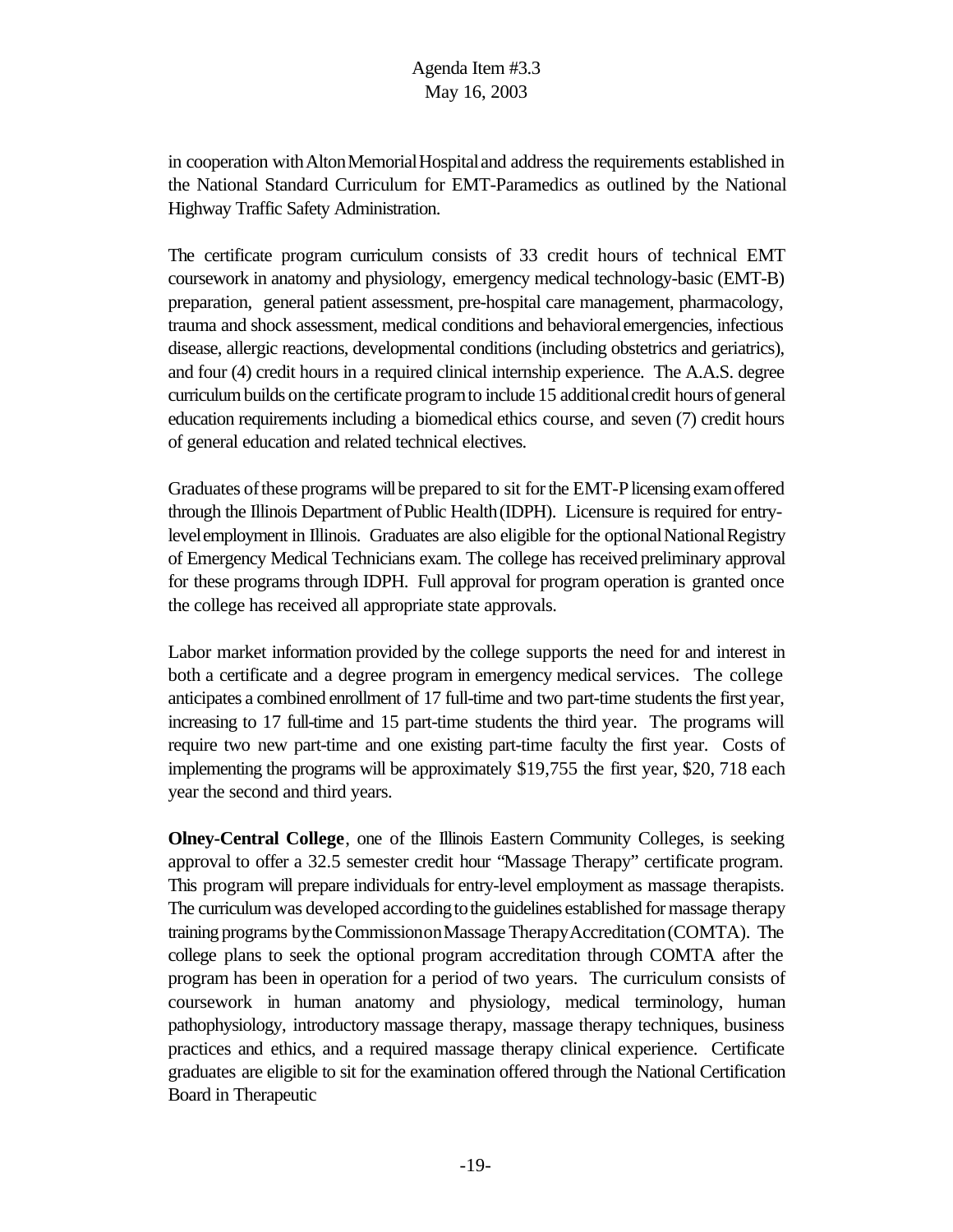in cooperation with Alton Memorial Hospital and address the requirements established in the National Standard Curriculum for EMT-Paramedics as outlined by the National Highway Traffic Safety Administration.

The certificate program curriculum consists of 33 credit hours of technical EMT coursework in anatomy and physiology, emergency medical technology-basic (EMT-B) preparation, general patient assessment, pre-hospital care management, pharmacology, trauma and shock assessment, medical conditions and behavioral emergencies, infectious disease, allergic reactions, developmental conditions (including obstetrics and geriatrics), and four (4) credit hours in a required clinical internship experience. The A.A.S. degree curriculum builds on the certificate program to include 15 additional credit hours of general education requirements including a biomedical ethics course, and seven (7) credit hours of general education and related technical electives.

Graduates of these programs will be prepared to sit for the EMT-P licensing exam offered through the Illinois Department of Public Health (IDPH). Licensure is required for entry-level employment in Illinois. Graduates are also eligible for the optional National Registry of Emergency Medical Technicians exam. The college has received preliminary approval for these programs through IDPH. Full approval for program operation is granted once the college has received all appropriate state approvals.

Labor market information provided by the college supports the need for and interest in both a certificate and a degree program in emergency medical services. The college anticipates a combined enrollment of 17 full-time and two part-time students the first year, increasing to 17 full-time and 15 part-time students the third year. The programs will require two new part-time and one existing part-time faculty the first year. Costs of implementing the programs will be approximately $19,755 the first year, $20, 718 each year the second and third years.

**Olney-Central College**, one of the Illinois Eastern Community Colleges, is seeking approval to offer a 32.5 semester credit hour "Massage Therapy" certificate program. This program will prepare individuals for entry-level employment as massage therapists. The curriculum was developed according to the guidelines established for massage therapy training programs by the Commission on Massage Therapy Accreditation (COMTA). The college plans to seek the optional program accreditation through COMTA after the program has been in operation for a period of two years. The curriculum consists of coursework in human anatomy and physiology, medical terminology, human pathophysiology, introductory massage therapy, massage therapy techniques, business practices and ethics, and a required massage therapy clinical experience. Certificate graduates are eligible to sit for the examination offered through the National Certification Board in Therapeutic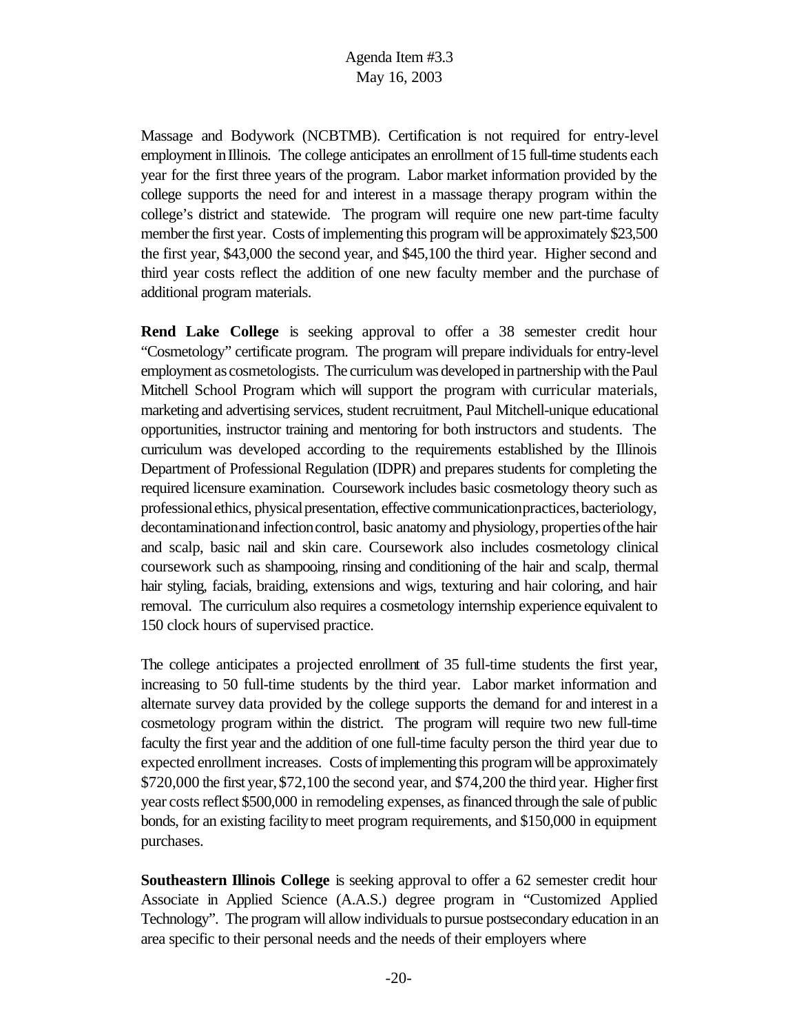Massage and Bodywork (NCBTMB). Certification is not required for entry-level employment in Illinois. The college anticipates an enrollment of 15 full-time students each year for the first three years of the program. Labor market information provided by the college supports the need for and interest in a massage therapy program within the college's district and statewide. The program will require one new part-time faculty member the first year. Costs of implementing this program will be approximately $23,500 the first year, $43,000 the second year, and $45,100 the third year. Higher second and third year costs reflect the addition of one new faculty member and the purchase of additional program materials.

**Rend Lake College** is seeking approval to offer a 38 semester credit hour "Cosmetology" certificate program. The program will prepare individuals for entry-level employment as cosmetologists. The curriculum was developed in partnership with the Paul Mitchell School Program which will support the program with curricular materials, marketing and advertising services, student recruitment, Paul Mitchell-unique educational opportunities, instructor training and mentoring for both instructors and students. The curriculum was developed according to the requirements established by the Illinois Department of Professional Regulation (IDPR) and prepares students for completing the required licensure examination. Coursework includes basic cosmetology theory such as professional ethics, physical presentation, effective communication practices, bacteriology, decontamination and infection control, basic anatomy and physiology, properties of the hair and scalp, basic nail and skin care. Coursework also includes cosmetology clinical coursework such as shampooing, rinsing and conditioning of the hair and scalp, thermal hair styling, facials, braiding, extensions and wigs, texturing and hair coloring, and hair removal. The curriculum also requires a cosmetology internship experience equivalent to 150 clock hours of supervised practice.

The college anticipates a projected enrollment of 35 full-time students the first year, increasing to 50 full-time students by the third year. Labor market information and alternate survey data provided by the college supports the demand for and interest in a cosmetology program within the district. The program will require two new full-time faculty the first year and the addition of one full-time faculty person the third year due to expected enrollment increases. Costs of implementing this program will be approximately $720,000 the first year, $72,100 the second year, and $74,200 the third year. Higher first year costs reflect $500,000 in remodeling expenses, as financed through the sale of public bonds, for an existing facility to meet program requirements, and $150,000 in equipment purchases.

**Southeastern Illinois College** is seeking approval to offer a 62 semester credit hour Associate in Applied Science (A.A.S.) degree program in "Customized Applied Technology". The program will allow individuals to pursue postsecondary education in an area specific to their personal needs and the needs of their employers where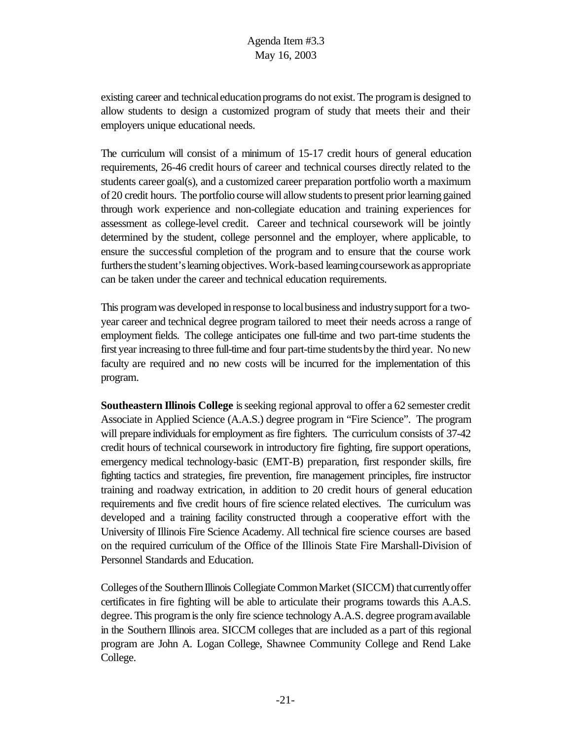existing career and technical education programs do not exist. The program is designed to allow students to design a customized program of study that meets their and their employers unique educational needs.

The curriculum will consist of a minimum of 15-17 credit hours of general education requirements, 26-46 credit hours of career and technical courses directly related to the students career goal(s), and a customized career preparation portfolio worth a maximum of 20 credit hours. The portfolio course will allow students to present prior learning gained through work experience and non-collegiate education and training experiences for assessment as college-level credit. Career and technical coursework will be jointly determined by the student, college personnel and the employer, where applicable, to ensure the successful completion of the program and to ensure that the course work furthers the student's learning objectives. Work-based learning coursework as appropriate can be taken under the career and technical education requirements.

This program was developed in response to local business and industry support for a two-year career and technical degree program tailored to meet their needs across a range of employment fields. The college anticipates one full-time and two part-time students the first year increasing to three full-time and four part-time students by the third year. No new faculty are required and no new costs will be incurred for the implementation of this program.

**Southeastern Illinois College** is seeking regional approval to offer a 62 semester credit Associate in Applied Science (A.A.S.) degree program in "Fire Science". The program will prepare individuals for employment as fire fighters. The curriculum consists of 37-42 credit hours of technical coursework in introductory fire fighting, fire support operations, emergency medical technology-basic (EMT-B) preparation, first responder skills, fire fighting tactics and strategies, fire prevention, fire management principles, fire instructor training and roadway extrication, in addition to 20 credit hours of general education requirements and five credit hours of fire science related electives. The curriculum was developed and a training facility constructed through a cooperative effort with the University of Illinois Fire Science Academy. All technical fire science courses are based on the required curriculum of the Office of the Illinois State Fire Marshall-Division of Personnel Standards and Education.

Colleges of the Southern Illinois Collegiate Common Market (SICCM) that currently offer certificates in fire fighting will be able to articulate their programs towards this A.A.S. degree. This program is the only fire science technology A.A.S. degree program available in the Southern Illinois area. SICCM colleges that are included as a part of this regional program are John A. Logan College, Shawnee Community College and Rend Lake College.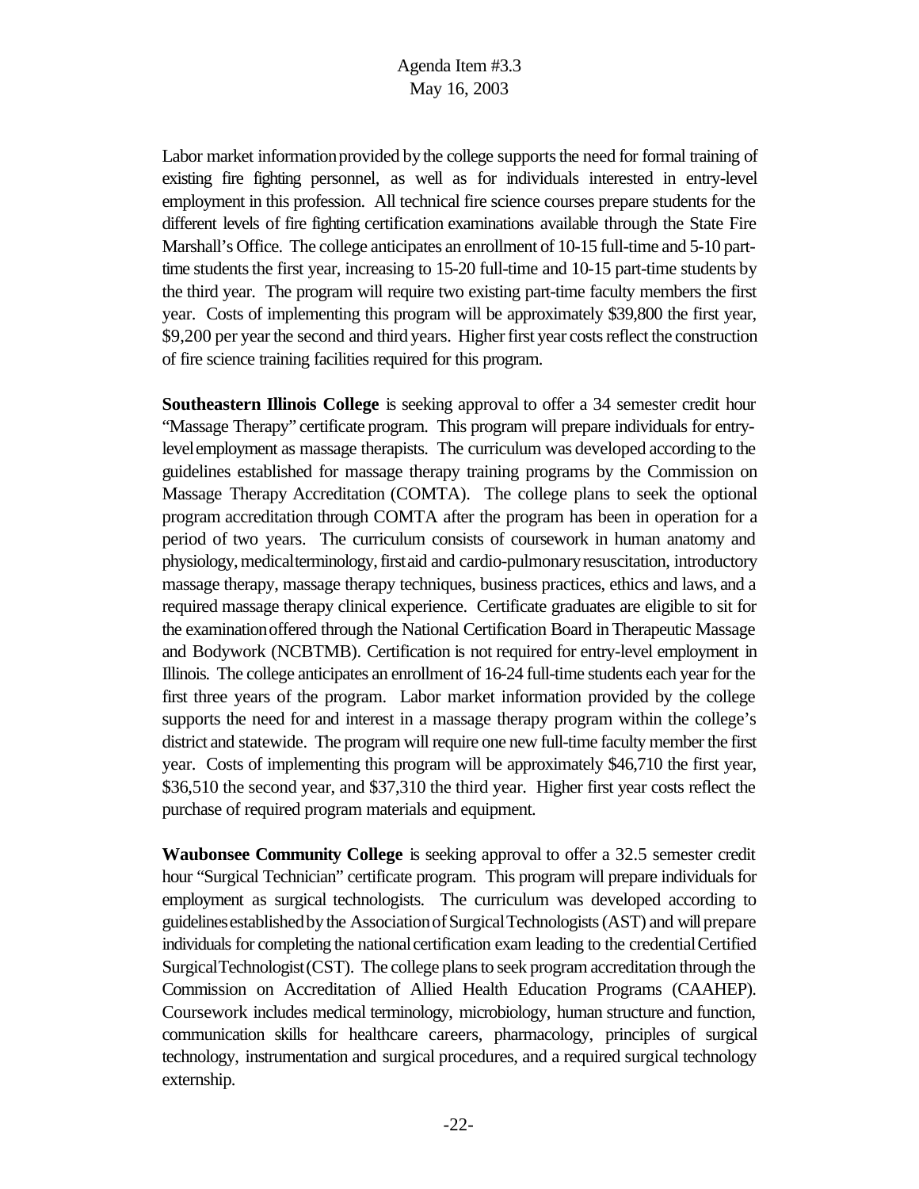Labor market information provided by the college supports the need for formal training of existing fire fighting personnel, as well as for individuals interested in entry-level employment in this profession. All technical fire science courses prepare students for the different levels of fire fighting certification examinations available through the State Fire Marshall's Office. The college anticipates an enrollment of 10-15 full-time and 5-10 part-time students the first year, increasing to 15-20 full-time and 10-15 part-time students by the third year. The program will require two existing part-time faculty members the first year. Costs of implementing this program will be approximately $39,800 the first year, $9,200 per year the second and third years. Higher first year costs reflect the construction of fire science training facilities required for this program.

**Southeastern Illinois College** is seeking approval to offer a 34 semester credit hour "Massage Therapy" certificate program. This program will prepare individuals for entry-level employment as massage therapists. The curriculum was developed according to the guidelines established for massage therapy training programs by the Commission on Massage Therapy Accreditation (COMTA). The college plans to seek the optional program accreditation through COMTA after the program has been in operation for a period of two years. The curriculum consists of coursework in human anatomy and physiology, medical terminology, first aid and cardio-pulmonary resuscitation, introductory massage therapy, massage therapy techniques, business practices, ethics and laws, and a required massage therapy clinical experience. Certificate graduates are eligible to sit for the examination offered through the National Certification Board in Therapeutic Massage and Bodywork (NCBTMB). Certification is not required for entry-level employment in Illinois. The college anticipates an enrollment of 16-24 full-time students each year for the first three years of the program. Labor market information provided by the college supports the need for and interest in a massage therapy program within the college's district and statewide. The program will require one new full-time faculty member the first year. Costs of implementing this program will be approximately $46,710 the first year, $36,510 the second year, and $37,310 the third year. Higher first year costs reflect the purchase of required program materials and equipment.

**Waubonsee Community College** is seeking approval to offer a 32.5 semester credit hour "Surgical Technician" certificate program. This program will prepare individuals for employment as surgical technologists. The curriculum was developed according to guidelines established by the Association of Surgical Technologists (AST) and will prepare individuals for completing the national certification exam leading to the credential Certified Surgical Technologist (CST). The college plans to seek program accreditation through the Commission on Accreditation of Allied Health Education Programs (CAAHEP). Coursework includes medical terminology, microbiology, human structure and function, communication skills for healthcare careers, pharmacology, principles of surgical technology, instrumentation and surgical procedures, and a required surgical technology externship.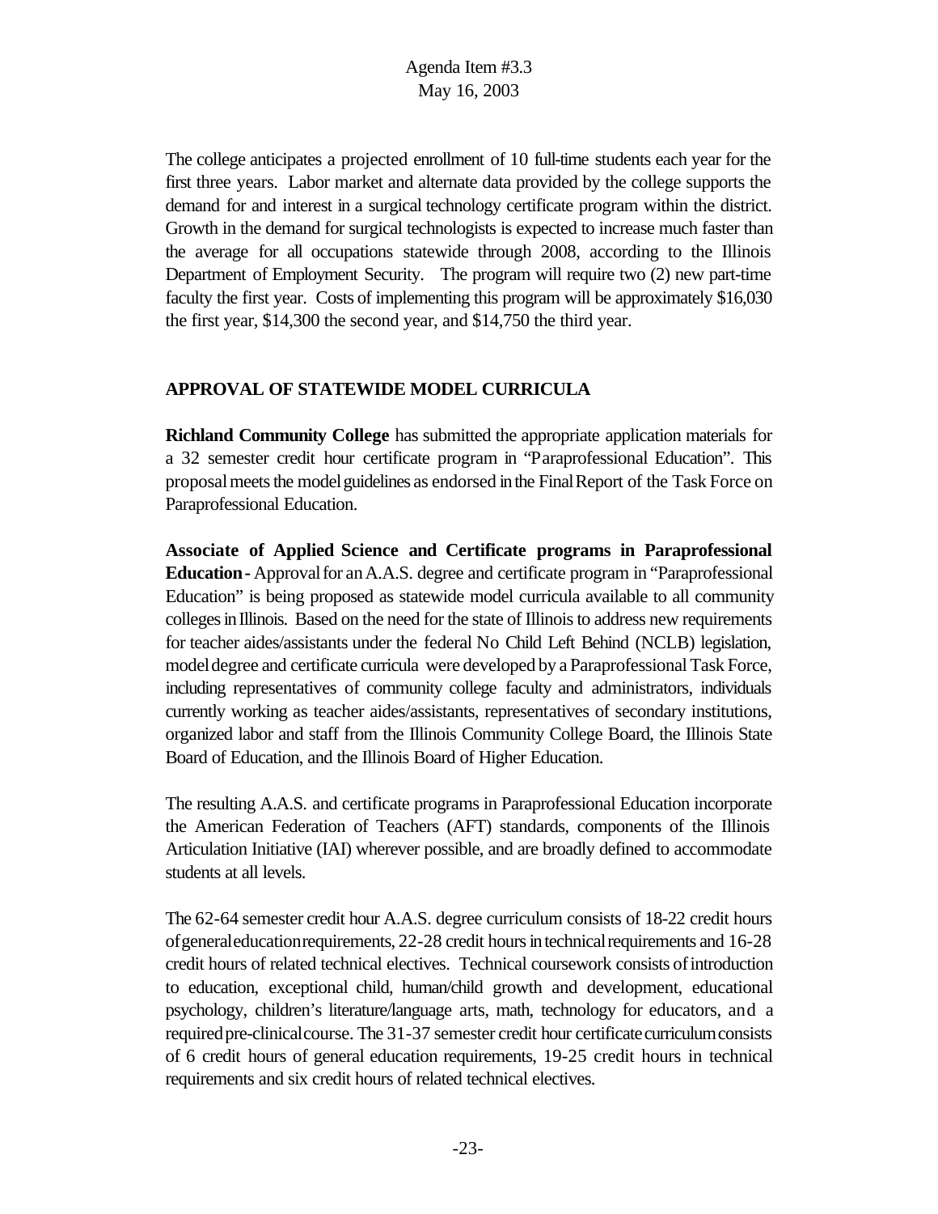The college anticipates a projected enrollment of 10 full-time students each year for the first three years. Labor market and alternate data provided by the college supports the demand for and interest in a surgical technology certificate program within the district. Growth in the demand for surgical technologists is expected to increase much faster than the average for all occupations statewide through 2008, according to the Illinois Department of Employment Security. The program will require two (2) new part-time faculty the first year. Costs of implementing this program will be approximately $16,030 the first year, $14,300 the second year, and $14,750 the third year.

## APPROVAL OF STATEWIDE MODEL CURRICULA

**Richland Community College** has submitted the appropriate application materials for a 32 semester credit hour certificate program in "Paraprofessional Education". This proposal meets the model guidelines as endorsed in the Final Report of the Task Force on Paraprofessional Education.

**Associate of Applied Science and Certificate programs in Paraprofessional Education -** Approval for an A.A.S. degree and certificate program in "Paraprofessional Education" is being proposed as statewide model curricula available to all community colleges in Illinois. Based on the need for the state of Illinois to address new requirements for teacher aides/assistants under the federal No Child Left Behind (NCLB) legislation, model degree and certificate curricula were developed by a Paraprofessional Task Force, including representatives of community college faculty and administrators, individuals currently working as teacher aides/assistants, representatives of secondary institutions, organized labor and staff from the Illinois Community College Board, the Illinois State Board of Education, and the Illinois Board of Higher Education.

The resulting A.A.S. and certificate programs in Paraprofessional Education incorporate the American Federation of Teachers (AFT) standards, components of the Illinois Articulation Initiative (IAI) wherever possible, and are broadly defined to accommodate students at all levels.

The 62-64 semester credit hour A.A.S. degree curriculum consists of 18-22 credit hours of general education requirements, 22-28 credit hours in technical requirements and 16-28 credit hours of related technical electives. Technical coursework consists of introduction to education, exceptional child, human/child growth and development, educational psychology, children's literature/language arts, math, technology for educators, and a required pre-clinical course. The 31-37 semester credit hour certificate curriculum consists of 6 credit hours of general education requirements, 19-25 credit hours in technical requirements and six credit hours of related technical electives.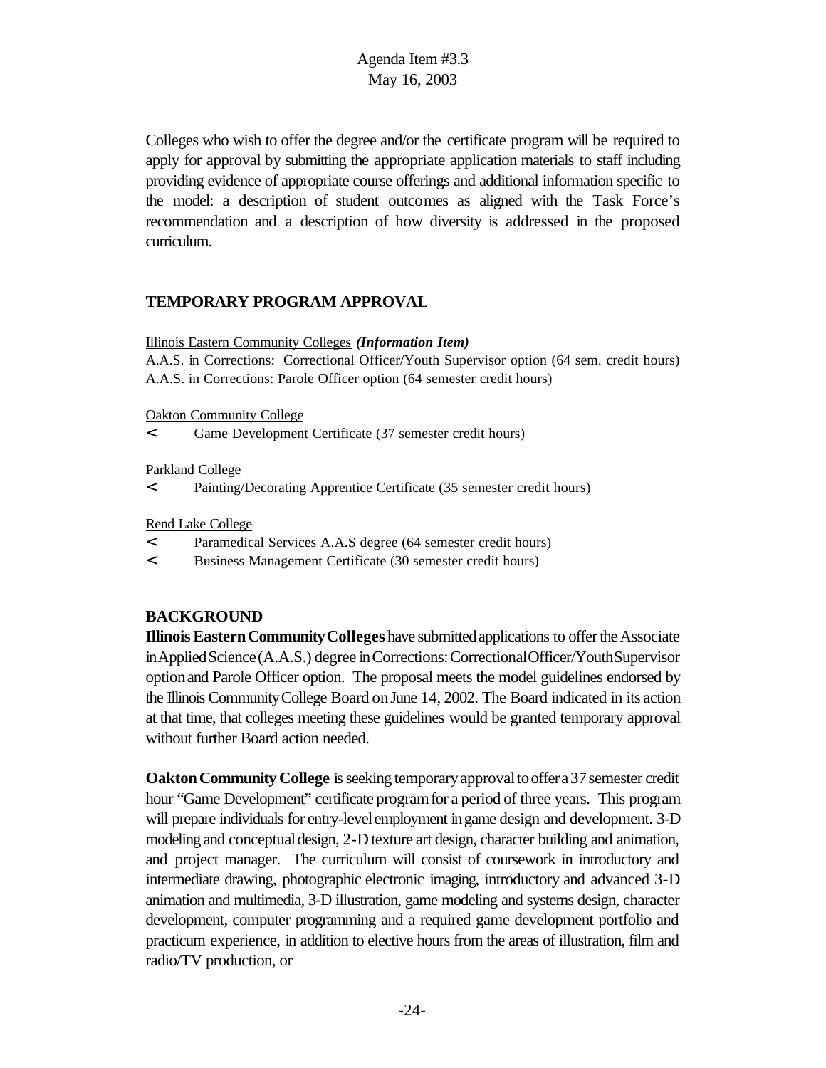Colleges who wish to offer the degree and/or the certificate program will be required to apply for approval by submitting the appropriate application materials to staff including providing evidence of appropriate course offerings and additional information specific to the model: a description of student outcomes as aligned with the Task Force's recommendation and a description of how diversity is addressed in the proposed curriculum.

## TEMPORARY PROGRAM APPROVAL

Illinois Eastern Community Colleges ***(Information Item)***
A.A.S. in Corrections: Correctional Officer/Youth Supervisor option (64 sem. credit hours)
A.A.S. in Corrections: Parole Officer option (64 semester credit hours)

Oakton Community College

- Game Development Certificate (37 semester credit hours)

Parkland College

- Painting/Decorating Apprentice Certificate (35 semester credit hours)

Rend Lake College

- Paramedical Services A.A.S degree (64 semester credit hours)
- Business Management Certificate (30 semester credit hours)

## BACKGROUND

**Illinois Eastern Community Colleges** have submitted applications to offer the Associate in Applied Science (A.A.S.) degree in Corrections: Correctional Officer/Youth Supervisor option and Parole Officer option. The proposal meets the model guidelines endorsed by the Illinois Community College Board on June 14, 2002. The Board indicated in its action at that time, that colleges meeting these guidelines would be granted temporary approval without further Board action needed.

**Oakton Community College** is seeking temporary approval to offer a 37 semester credit hour "Game Development" certificate program for a period of three years. This program will prepare individuals for entry-level employment in game design and development. 3-D modeling and conceptual design, 2-D texture art design, character building and animation, and project manager. The curriculum will consist of coursework in introductory and intermediate drawing, photographic electronic imaging, introductory and advanced 3-D animation and multimedia, 3-D illustration, game modeling and systems design, character development, computer programming and a required game development portfolio and practicum experience, in addition to elective hours from the areas of illustration, film and radio/TV production, or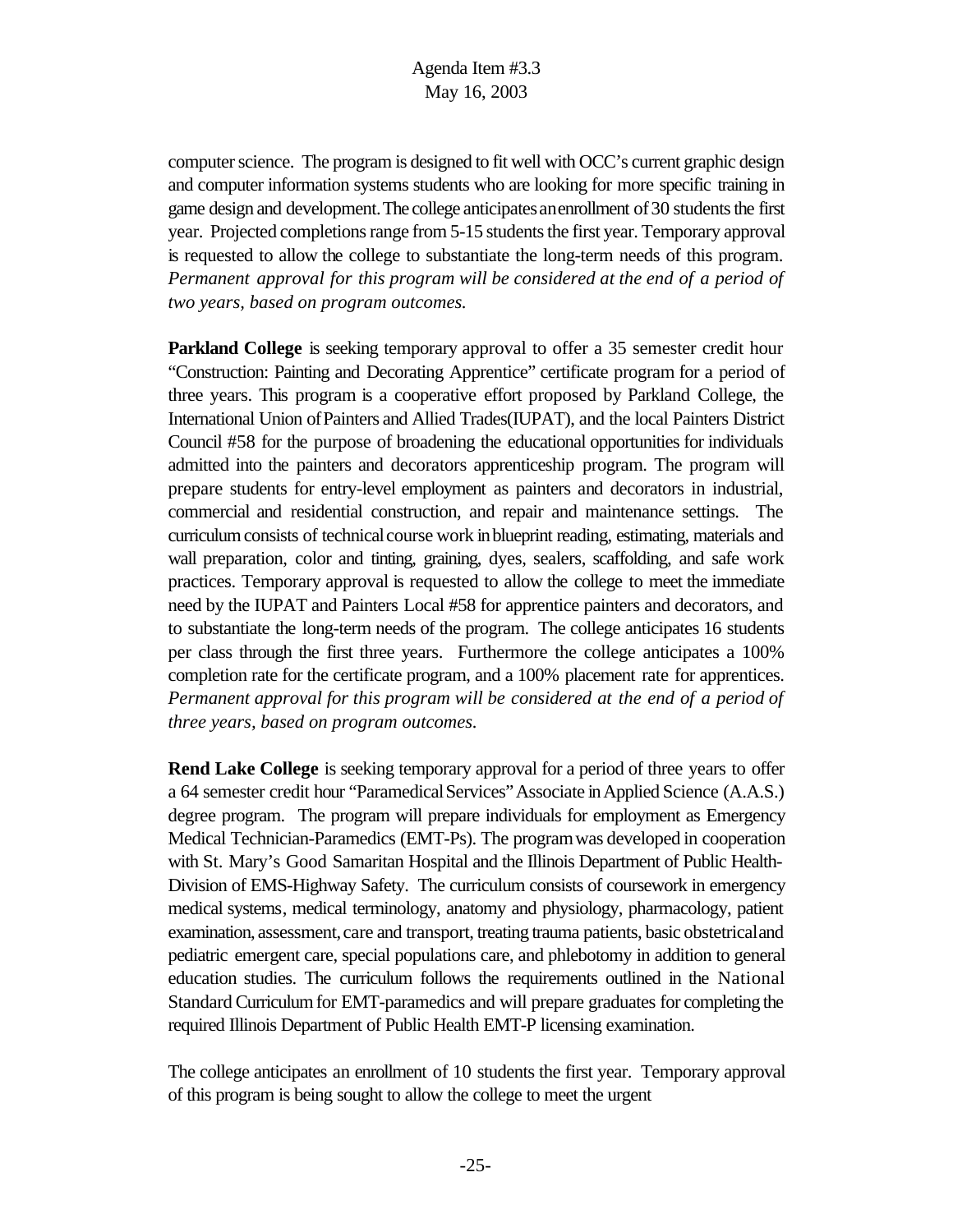computer science. The program is designed to fit well with OCC's current graphic design and computer information systems students who are looking for more specific training in game design and development. The college anticipates an enrollment of 30 students the first year. Projected completions range from 5-15 students the first year. Temporary approval is requested to allow the college to substantiate the long-term needs of this program. *Permanent approval for this program will be considered at the end of a period of two years, based on program outcomes.*

**Parkland College** is seeking temporary approval to offer a 35 semester credit hour "Construction: Painting and Decorating Apprentice" certificate program for a period of three years. This program is a cooperative effort proposed by Parkland College, the International Union of Painters and Allied Trades(IUPAT), and the local Painters District Council #58 for the purpose of broadening the educational opportunities for individuals admitted into the painters and decorators apprenticeship program. The program will prepare students for entry-level employment as painters and decorators in industrial, commercial and residential construction, and repair and maintenance settings. The curriculum consists of technical course work in blueprint reading, estimating, materials and wall preparation, color and tinting, graining, dyes, sealers, scaffolding, and safe work practices. Temporary approval is requested to allow the college to meet the immediate need by the IUPAT and Painters Local #58 for apprentice painters and decorators, and to substantiate the long-term needs of the program. The college anticipates 16 students per class through the first three years. Furthermore the college anticipates a 100% completion rate for the certificate program, and a 100% placement rate for apprentices. *Permanent approval for this program will be considered at the end of a period of three years, based on program outcomes.*

**Rend Lake College** is seeking temporary approval for a period of three years to offer a 64 semester credit hour "Paramedical Services" Associate in Applied Science (A.A.S.) degree program. The program will prepare individuals for employment as Emergency Medical Technician-Paramedics (EMT-Ps). The program was developed in cooperation with St. Mary's Good Samaritan Hospital and the Illinois Department of Public Health-Division of EMS-Highway Safety. The curriculum consists of coursework in emergency medical systems, medical terminology, anatomy and physiology, pharmacology, patient examination, assessment, care and transport, treating trauma patients, basic obstetrical and pediatric emergent care, special populations care, and phlebotomy in addition to general education studies. The curriculum follows the requirements outlined in the National Standard Curriculum for EMT-paramedics and will prepare graduates for completing the required Illinois Department of Public Health EMT-P licensing examination.

The college anticipates an enrollment of 10 students the first year. Temporary approval of this program is being sought to allow the college to meet the urgent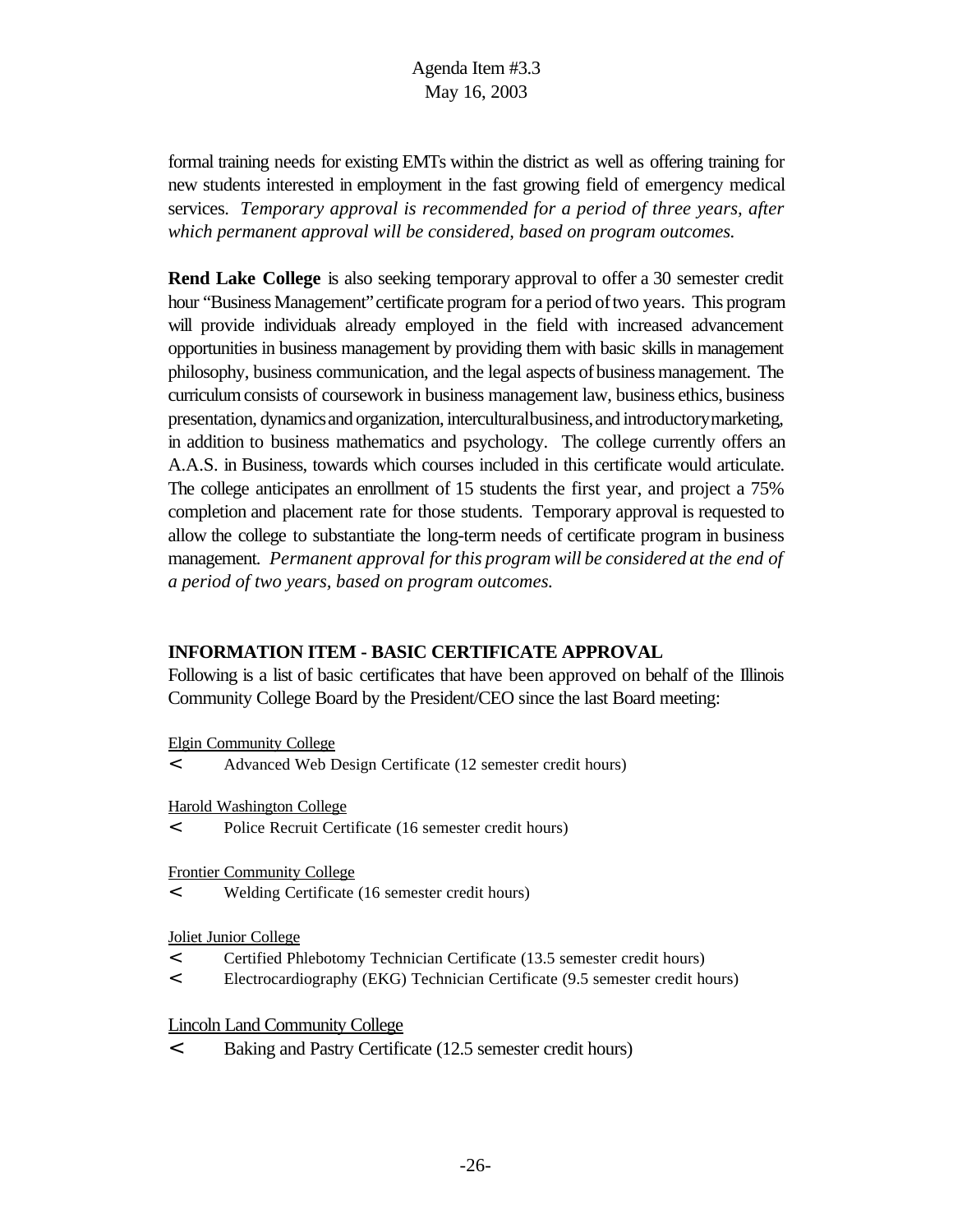formal training needs for existing EMTs within the district as well as offering training for new students interested in employment in the fast growing field of emergency medical services. *Temporary approval is recommended for a period of three years, after which permanent approval will be considered, based on program outcomes.*

**Rend Lake College** is also seeking temporary approval to offer a 30 semester credit hour "Business Management" certificate program for a period of two years. This program will provide individuals already employed in the field with increased advancement opportunities in business management by providing them with basic skills in management philosophy, business communication, and the legal aspects of business management. The curriculum consists of coursework in business management law, business ethics, business presentation, dynamics and organization, intercultural business, and introductory marketing, in addition to business mathematics and psychology. The college currently offers an A.A.S. in Business, towards which courses included in this certificate would articulate. The college anticipates an enrollment of 15 students the first year, and project a 75% completion and placement rate for those students. Temporary approval is requested to allow the college to substantiate the long-term needs of certificate program in business management. *Permanent approval for this program will be considered at the end of a period of two years, based on program outcomes.*

## INFORMATION ITEM - BASIC CERTIFICATE APPROVAL

Following is a list of basic certificates that have been approved on behalf of the Illinois Community College Board by the President/CEO since the last Board meeting:

Elgin Community College

- Advanced Web Design Certificate (12 semester credit hours)

Harold Washington College

- Police Recruit Certificate (16 semester credit hours)

Frontier Community College

- Welding Certificate (16 semester credit hours)

Joliet Junior College

- Certified Phlebotomy Technician Certificate (13.5 semester credit hours)
- Electrocardiography (EKG) Technician Certificate (9.5 semester credit hours)

Lincoln Land Community College

- Baking and Pastry Certificate (12.5 semester credit hours)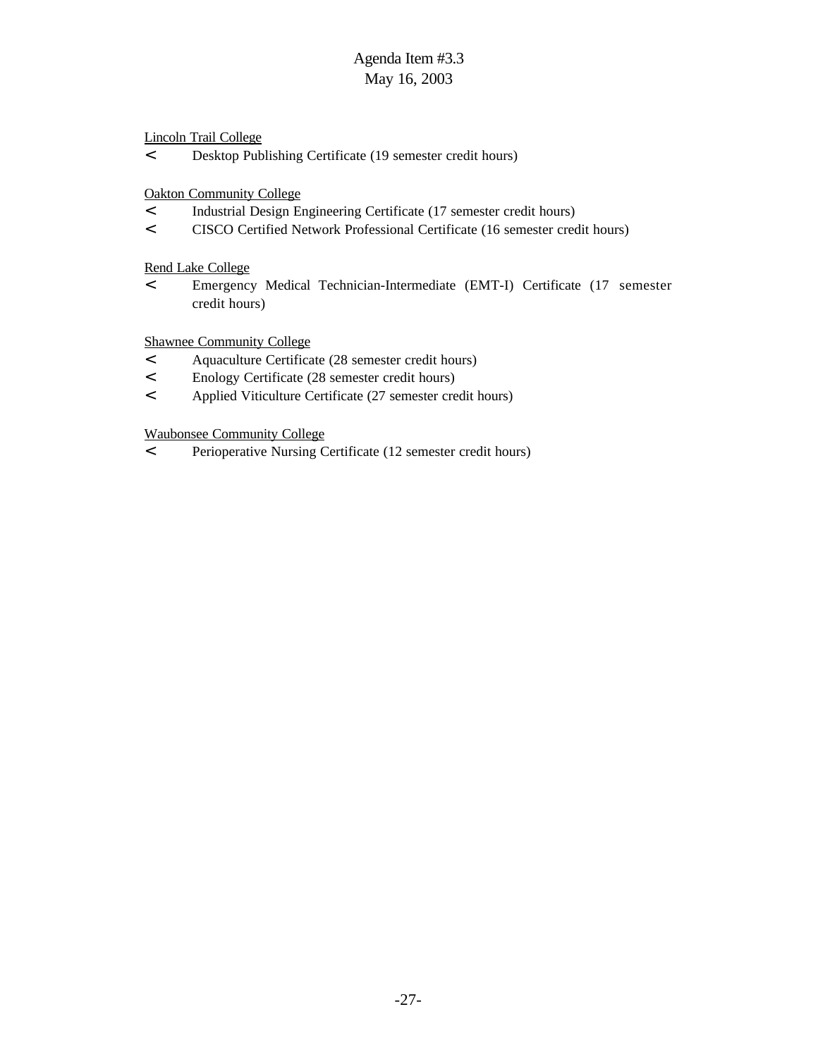Lincoln Trail College

- Desktop Publishing Certificate (19 semester credit hours)

Oakton Community College

- Industrial Design Engineering Certificate (17 semester credit hours)
- CISCO Certified Network Professional Certificate (16 semester credit hours)

Rend Lake College

- Emergency Medical Technician-Intermediate (EMT-I) Certificate (17 semester credit hours)

Shawnee Community College

- Aquaculture Certificate (28 semester credit hours)
- Enology Certificate (28 semester credit hours)
- Applied Viticulture Certificate (27 semester credit hours)

Waubonsee Community College

- Perioperative Nursing Certificate (12 semester credit hours)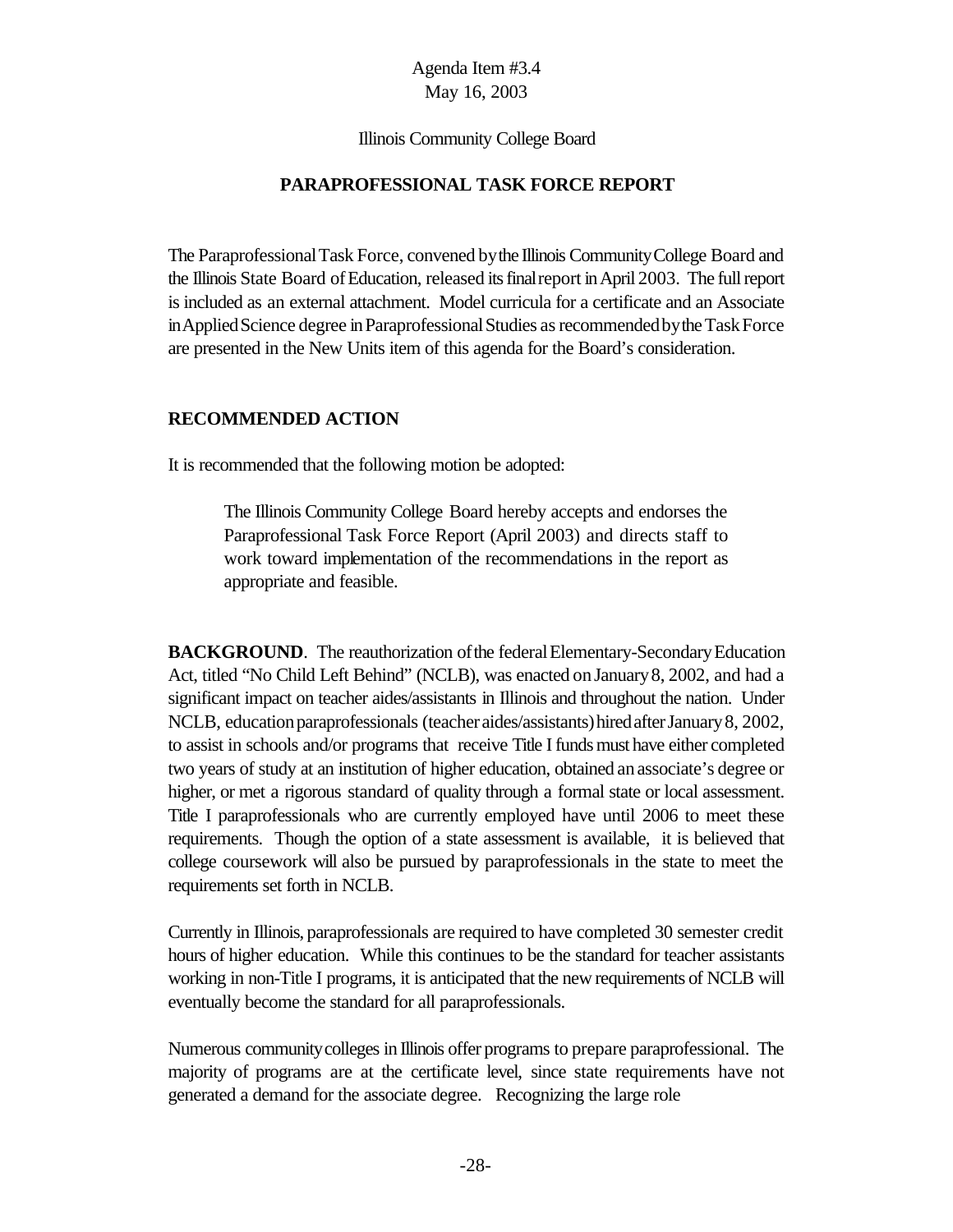Agenda Item #3.4
May 16, 2003

Illinois Community College Board

## PARAPROFESSIONAL TASK FORCE REPORT

The Paraprofessional Task Force, convened by the Illinois Community College Board and the Illinois State Board of Education, released its final report in April 2003. The full report is included as an external attachment. Model curricula for a certificate and an Associate in Applied Science degree in Paraprofessional Studies as recommended by the Task Force are presented in the New Units item of this agenda for the Board's consideration.

### RECOMMENDED ACTION

It is recommended that the following motion be adopted:

> The Illinois Community College Board hereby accepts and endorses the Paraprofessional Task Force Report (April 2003) and directs staff to work toward implementation of the recommendations in the report as appropriate and feasible.

**BACKGROUND**. The reauthorization of the federal Elementary-Secondary Education Act, titled "No Child Left Behind" (NCLB), was enacted on January 8, 2002, and had a significant impact on teacher aides/assistants in Illinois and throughout the nation. Under NCLB, education paraprofessionals (teacher aides/assistants) hired after January 8, 2002, to assist in schools and/or programs that receive Title I funds must have either completed two years of study at an institution of higher education, obtained an associate's degree or higher, or met a rigorous standard of quality through a formal state or local assessment. Title I paraprofessionals who are currently employed have until 2006 to meet these requirements. Though the option of a state assessment is available, it is believed that college coursework will also be pursued by paraprofessionals in the state to meet the requirements set forth in NCLB.

Currently in Illinois, paraprofessionals are required to have completed 30 semester credit hours of higher education. While this continues to be the standard for teacher assistants working in non-Title I programs, it is anticipated that the new requirements of NCLB will eventually become the standard for all paraprofessionals.

Numerous community colleges in Illinois offer programs to prepare paraprofessional. The majority of programs are at the certificate level, since state requirements have not generated a demand for the associate degree. Recognizing the large role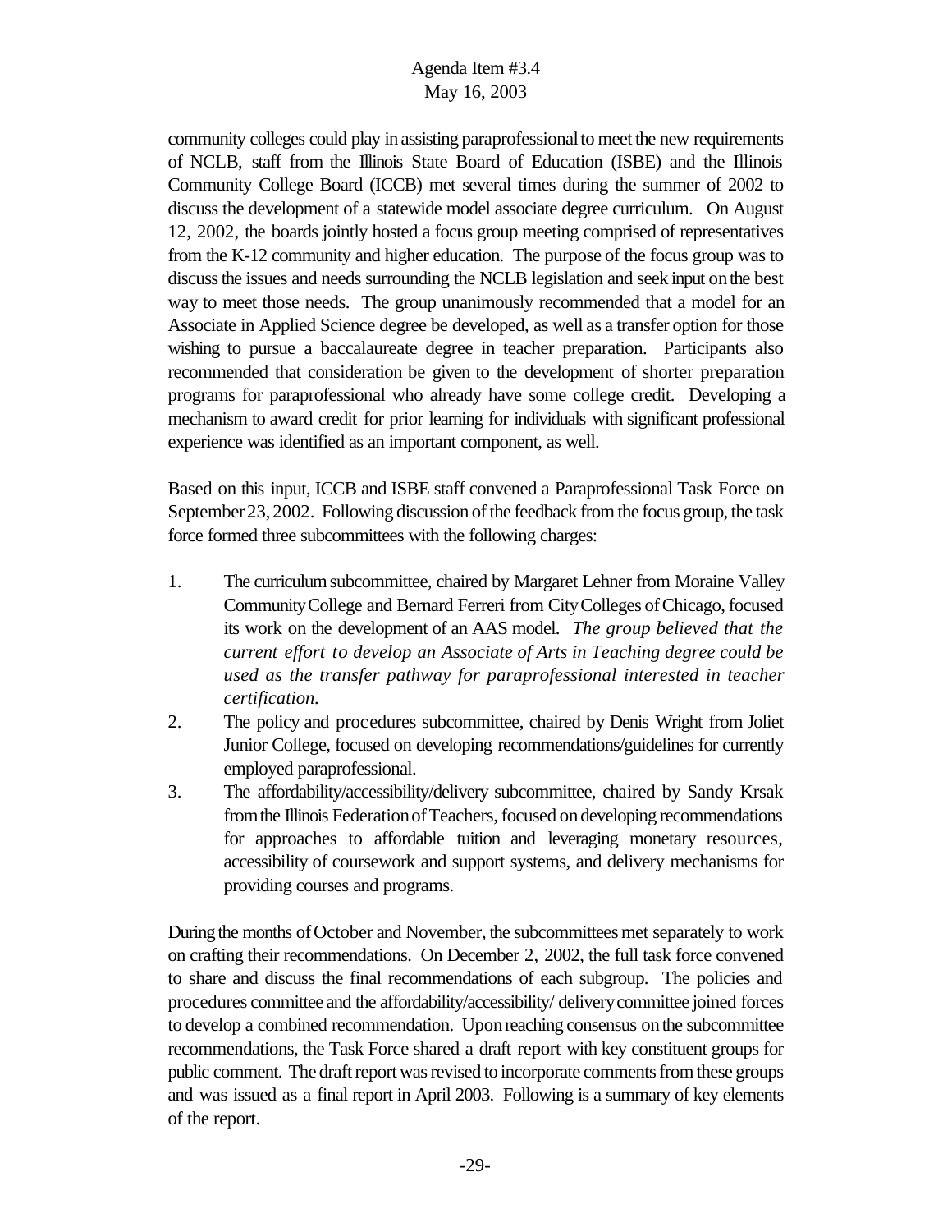community colleges could play in assisting paraprofessional to meet the new requirements of NCLB, staff from the Illinois State Board of Education (ISBE) and the Illinois Community College Board (ICCB) met several times during the summer of 2002 to discuss the development of a statewide model associate degree curriculum. On August 12, 2002, the boards jointly hosted a focus group meeting comprised of representatives from the K-12 community and higher education. The purpose of the focus group was to discuss the issues and needs surrounding the NCLB legislation and seek input on the best way to meet those needs. The group unanimously recommended that a model for an Associate in Applied Science degree be developed, as well as a transfer option for those wishing to pursue a baccalaureate degree in teacher preparation. Participants also recommended that consideration be given to the development of shorter preparation programs for paraprofessional who already have some college credit. Developing a mechanism to award credit for prior learning for individuals with significant professional experience was identified as an important component, as well.

Based on this input, ICCB and ISBE staff convened a Paraprofessional Task Force on September 23, 2002. Following discussion of the feedback from the focus group, the task force formed three subcommittees with the following charges:

1. The curriculum subcommittee, chaired by Margaret Lehner from Moraine Valley Community College and Bernard Ferreri from City Colleges of Chicago, focused its work on the development of an AAS model. *The group believed that the current effort to develop an Associate of Arts in Teaching degree could be used as the transfer pathway for paraprofessional interested in teacher certification.*
2. The policy and procedures subcommittee, chaired by Denis Wright from Joliet Junior College, focused on developing recommendations/guidelines for currently employed paraprofessional.
3. The affordability/accessibility/delivery subcommittee, chaired by Sandy Krsak from the Illinois Federation of Teachers, focused on developing recommendations for approaches to affordable tuition and leveraging monetary resources, accessibility of coursework and support systems, and delivery mechanisms for providing courses and programs.

During the months of October and November, the subcommittees met separately to work on crafting their recommendations. On December 2, 2002, the full task force convened to share and discuss the final recommendations of each subgroup. The policies and procedures committee and the affordability/accessibility/ delivery committee joined forces to develop a combined recommendation. Upon reaching consensus on the subcommittee recommendations, the Task Force shared a draft report with key constituent groups for public comment. The draft report was revised to incorporate comments from these groups and was issued as a final report in April 2003. Following is a summary of key elements of the report.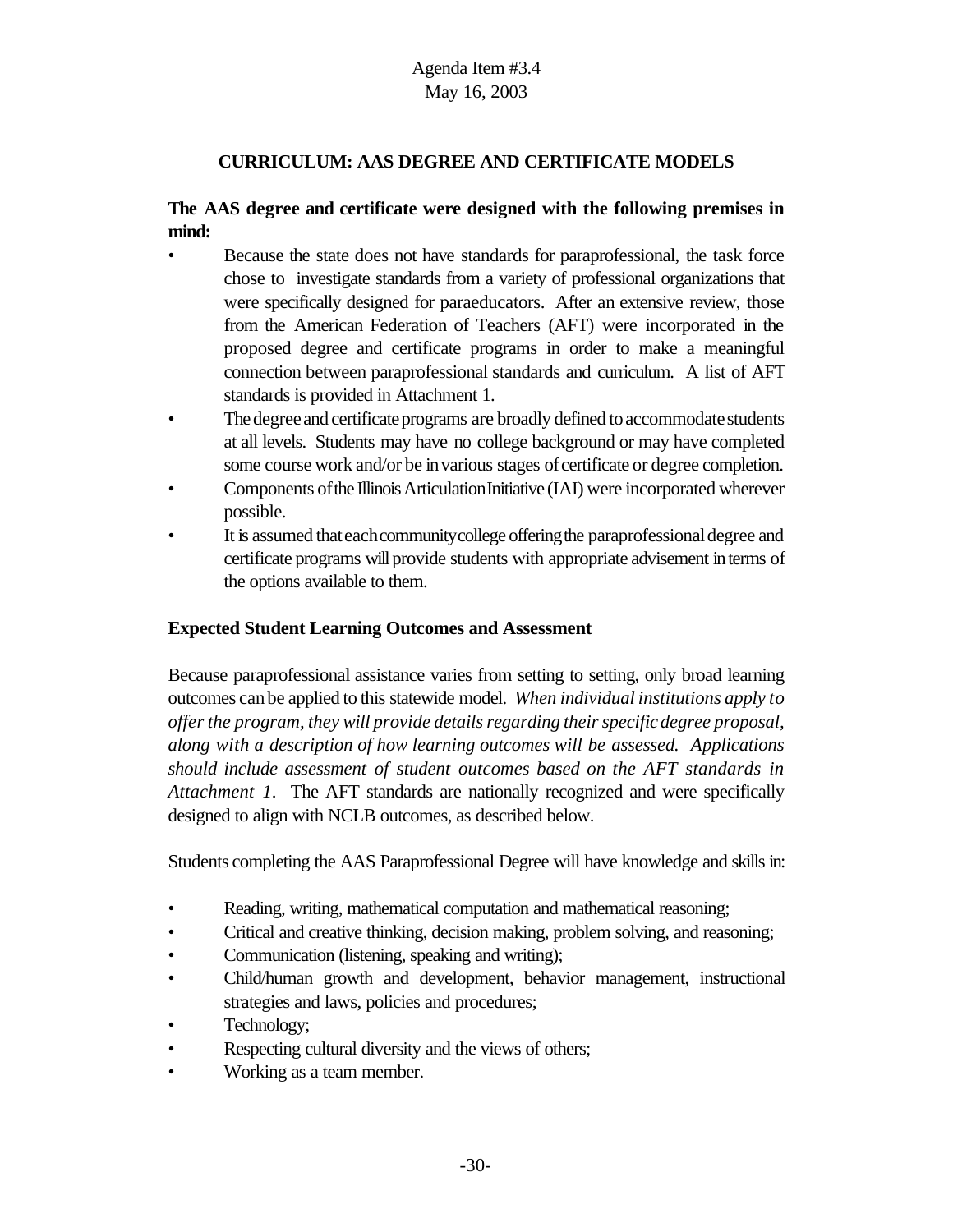## CURRICULUM: AAS DEGREE AND CERTIFICATE MODELS

**The AAS degree and certificate were designed with the following premises in mind:**

- Because the state does not have standards for paraprofessional, the task force chose to investigate standards from a variety of professional organizations that were specifically designed for paraeducators. After an extensive review, those from the American Federation of Teachers (AFT) were incorporated in the proposed degree and certificate programs in order to make a meaningful connection between paraprofessional standards and curriculum. A list of AFT standards is provided in Attachment 1.
- The degree and certificate programs are broadly defined to accommodate students at all levels. Students may have no college background or may have completed some course work and/or be in various stages of certificate or degree completion.
- Components of the Illinois Articulation Initiative (IAI) were incorporated wherever possible.
- It is assumed that each community college offering the paraprofessional degree and certificate programs will provide students with appropriate advisement in terms of the options available to them.

### Expected Student Learning Outcomes and Assessment

Because paraprofessional assistance varies from setting to setting, only broad learning outcomes can be applied to this statewide model. *When individual institutions apply to offer the program, they will provide details regarding their specific degree proposal, along with a description of how learning outcomes will be assessed. Applications should include assessment of student outcomes based on the AFT standards in Attachment 1.* The AFT standards are nationally recognized and were specifically designed to align with NCLB outcomes, as described below.

Students completing the AAS Paraprofessional Degree will have knowledge and skills in:

- Reading, writing, mathematical computation and mathematical reasoning;
- Critical and creative thinking, decision making, problem solving, and reasoning;
- Communication (listening, speaking and writing);
- Child/human growth and development, behavior management, instructional strategies and laws, policies and procedures;
- Technology;
- Respecting cultural diversity and the views of others;
- Working as a team member.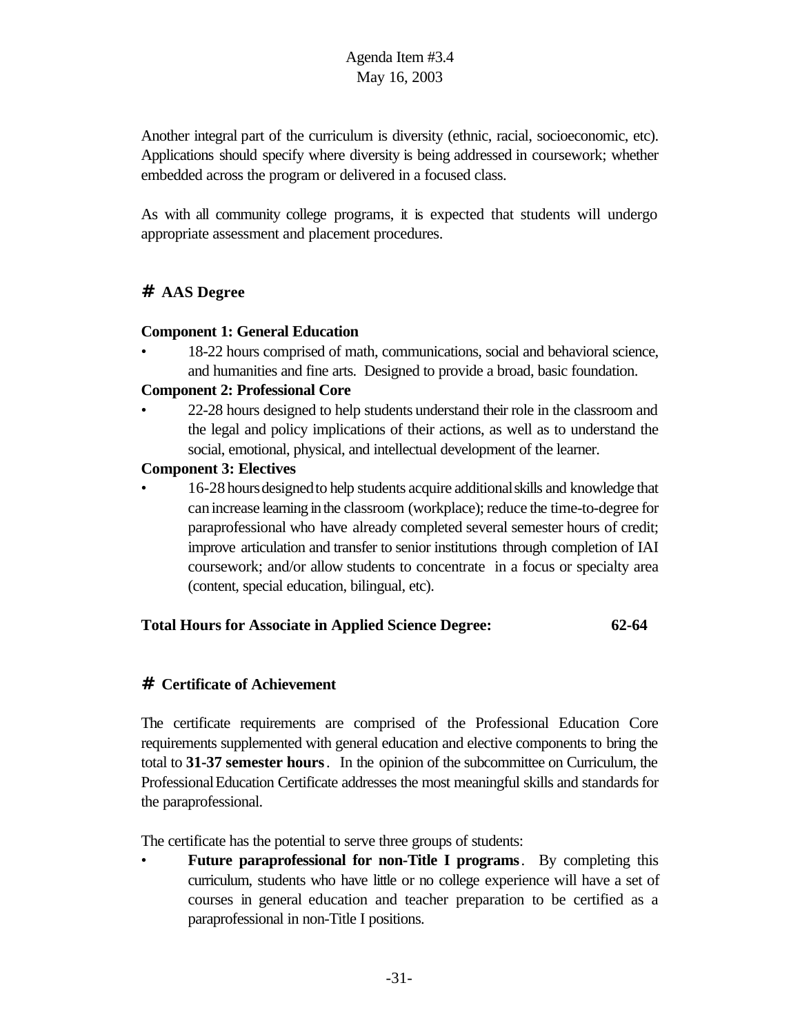Another integral part of the curriculum is diversity (ethnic, racial, socioeconomic, etc). Applications should specify where diversity is being addressed in coursework; whether embedded across the program or delivered in a focused class.

As with all community college programs, it is expected that students will undergo appropriate assessment and placement procedures.

## # AAS Degree

**Component 1: General Education**

- 18-22 hours comprised of math, communications, social and behavioral science, and humanities and fine arts. Designed to provide a broad, basic foundation.

**Component 2: Professional Core**

- 22-28 hours designed to help students understand their role in the classroom and the legal and policy implications of their actions, as well as to understand the social, emotional, physical, and intellectual development of the learner.

**Component 3: Electives**

- 16-28 hours designed to help students acquire additional skills and knowledge that can increase learning in the classroom (workplace); reduce the time-to-degree for paraprofessional who have already completed several semester hours of credit; improve articulation and transfer to senior institutions through completion of IAI coursework; and/or allow students to concentrate in a focus or specialty area (content, special education, bilingual, etc).

**Total Hours for Associate in Applied Science Degree: 62-64**

## # Certificate of Achievement

The certificate requirements are comprised of the Professional Education Core requirements supplemented with general education and elective components to bring the total to **31-37 semester hours**. In the opinion of the subcommittee on Curriculum, the Professional Education Certificate addresses the most meaningful skills and standards for the paraprofessional.

The certificate has the potential to serve three groups of students:

- **Future paraprofessional for non-Title I programs**. By completing this curriculum, students who have little or no college experience will have a set of courses in general education and teacher preparation to be certified as a paraprofessional in non-Title I positions.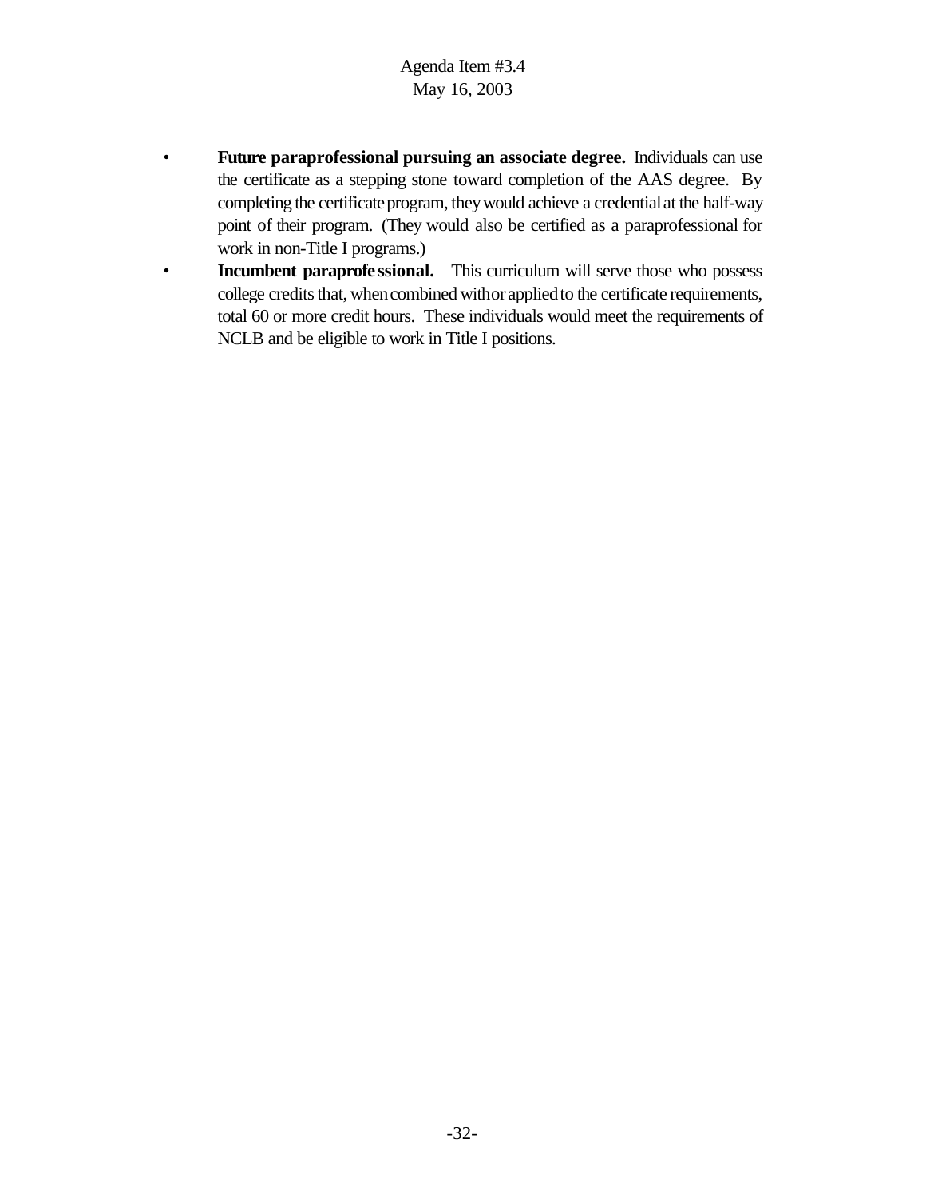- **Future paraprofessional pursuing an associate degree.** Individuals can use the certificate as a stepping stone toward completion of the AAS degree. By completing the certificate program, they would achieve a credential at the half-way point of their program. (They would also be certified as a paraprofessional for work in non-Title I programs.)
- **Incumbent paraprofessional.** This curriculum will serve those who possess college credits that, when combined with or applied to the certificate requirements, total 60 or more credit hours. These individuals would meet the requirements of NCLB and be eligible to work in Title I positions.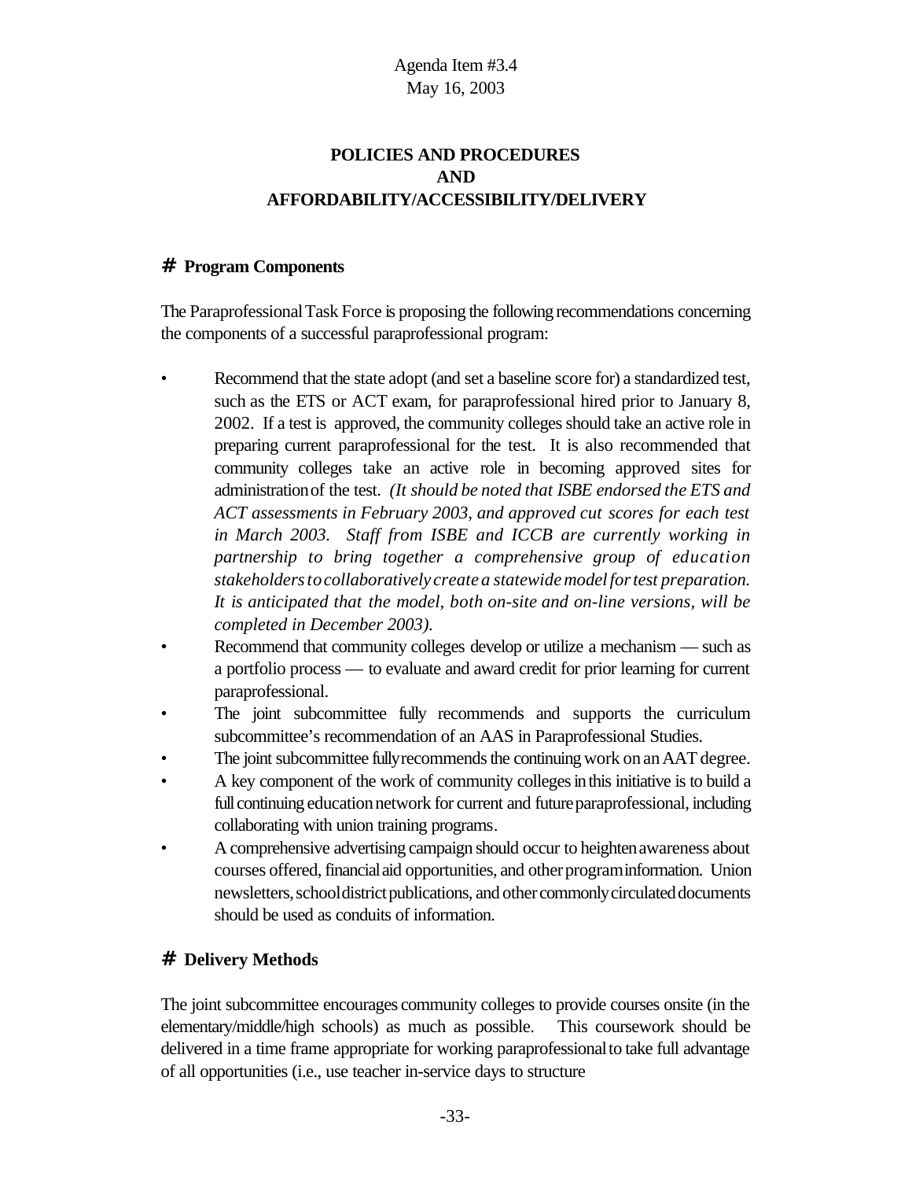Agenda Item #3.4
May 16, 2003

## POLICIES AND PROCEDURES
## AND
## AFFORDABILITY/ACCESSIBILITY/DELIVERY

### # Program Components

The Paraprofessional Task Force is proposing the following recommendations concerning the components of a successful paraprofessional program:

- Recommend that the state adopt (and set a baseline score for) a standardized test, such as the ETS or ACT exam, for paraprofessional hired prior to January 8, 2002. If a test is approved, the community colleges should take an active role in preparing current paraprofessional for the test. It is also recommended that community colleges take an active role in becoming approved sites for administration of the test. *(It should be noted that ISBE endorsed the ETS and ACT assessments in February 2003, and approved cut scores for each test in March 2003. Staff from ISBE and ICCB are currently working in partnership to bring together a comprehensive group of education stakeholders to collaboratively create a statewide model for test preparation. It is anticipated that the model, both on-site and on-line versions, will be completed in December 2003).*
- Recommend that community colleges develop or utilize a mechanism — such as a portfolio process — to evaluate and award credit for prior learning for current paraprofessional.
- The joint subcommittee fully recommends and supports the curriculum subcommittee's recommendation of an AAS in Paraprofessional Studies.
- The joint subcommittee fully recommends the continuing work on an AAT degree.
- A key component of the work of community colleges in this initiative is to build a full continuing education network for current and future paraprofessional, including collaborating with union training programs.
- A comprehensive advertising campaign should occur to heighten awareness about courses offered, financial aid opportunities, and other program information. Union newsletters, school district publications, and other commonly circulated documents should be used as conduits of information.

### # Delivery Methods

The joint subcommittee encourages community colleges to provide courses onsite (in the elementary/middle/high schools) as much as possible. This coursework should be delivered in a time frame appropriate for working paraprofessional to take full advantage of all opportunities (i.e., use teacher in-service days to structure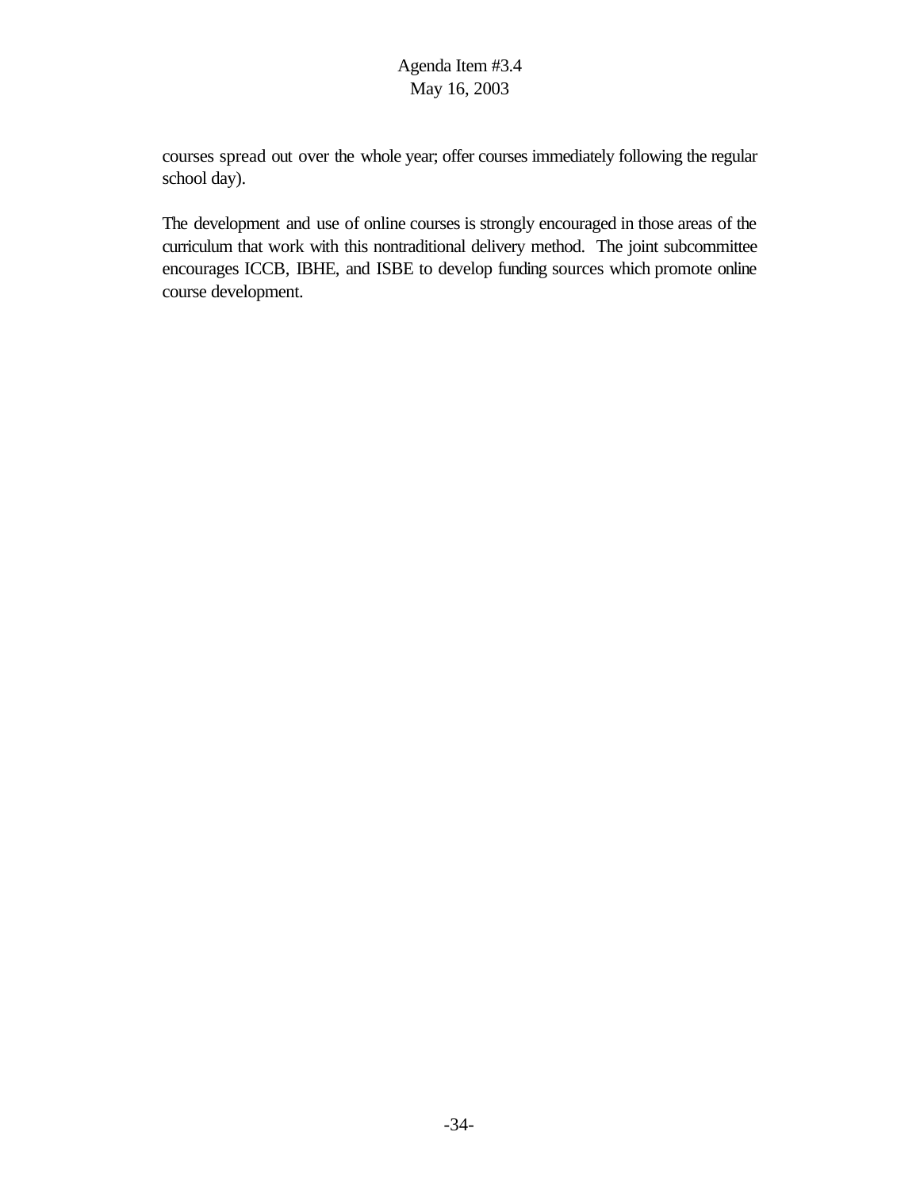courses spread out over the whole year; offer courses immediately following the regular school day).

The development and use of online courses is strongly encouraged in those areas of the curriculum that work with this nontraditional delivery method. The joint subcommittee encourages ICCB, IBHE, and ISBE to develop funding sources which promote online course development.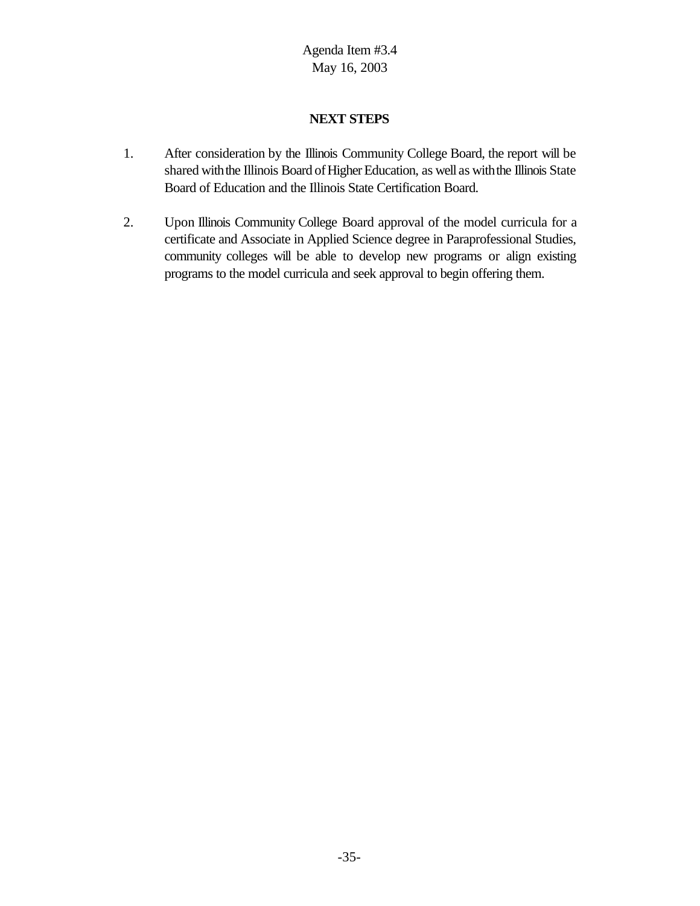## NEXT STEPS

1. After consideration by the Illinois Community College Board, the report will be shared with the Illinois Board of Higher Education, as well as with the Illinois State Board of Education and the Illinois State Certification Board.

2. Upon Illinois Community College Board approval of the model curricula for a certificate and Associate in Applied Science degree in Paraprofessional Studies, community colleges will be able to develop new programs or align existing programs to the model curricula and seek approval to begin offering them.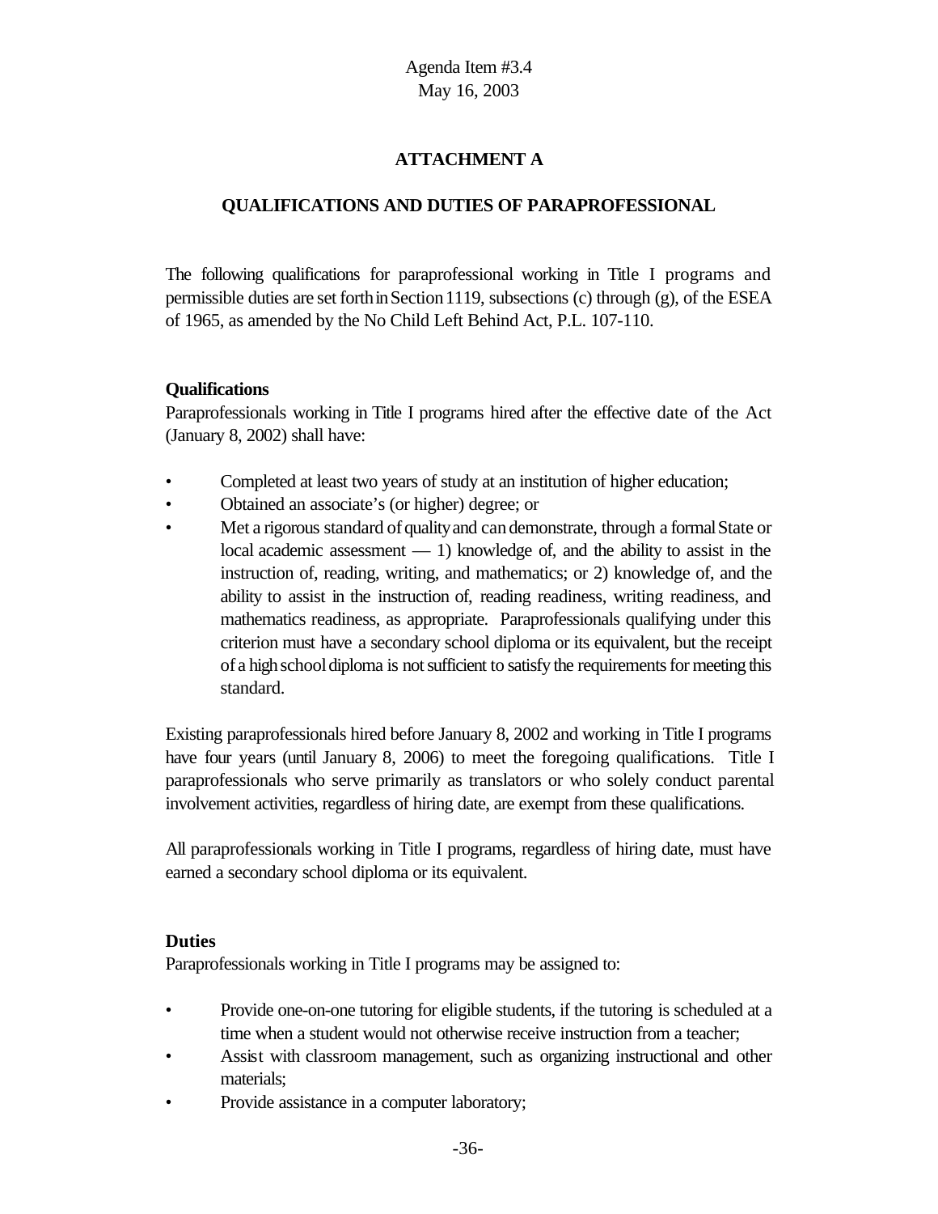Agenda Item #3.4
May 16, 2003

## ATTACHMENT A

## QUALIFICATIONS AND DUTIES OF PARAPROFESSIONAL

The following qualifications for paraprofessional working in Title I programs and permissible duties are set forth in Section 1119, subsections (c) through (g), of the ESEA of 1965, as amended by the No Child Left Behind Act, P.L. 107-110.

**Qualifications**
Paraprofessionals working in Title I programs hired after the effective date of the Act (January 8, 2002) shall have:

- Completed at least two years of study at an institution of higher education;
- Obtained an associate's (or higher) degree; or
- Met a rigorous standard of quality and can demonstrate, through a formal State or local academic assessment — 1) knowledge of, and the ability to assist in the instruction of, reading, writing, and mathematics; or 2) knowledge of, and the ability to assist in the instruction of, reading readiness, writing readiness, and mathematics readiness, as appropriate. Paraprofessionals qualifying under this criterion must have a secondary school diploma or its equivalent, but the receipt of a high school diploma is not sufficient to satisfy the requirements for meeting this standard.

Existing paraprofessionals hired before January 8, 2002 and working in Title I programs have four years (until January 8, 2006) to meet the foregoing qualifications. Title I paraprofessionals who serve primarily as translators or who solely conduct parental involvement activities, regardless of hiring date, are exempt from these qualifications.

All paraprofessionals working in Title I programs, regardless of hiring date, must have earned a secondary school diploma or its equivalent.

**Duties**
Paraprofessionals working in Title I programs may be assigned to:

- Provide one-on-one tutoring for eligible students, if the tutoring is scheduled at a time when a student would not otherwise receive instruction from a teacher;
- Assist with classroom management, such as organizing instructional and other materials;
- Provide assistance in a computer laboratory;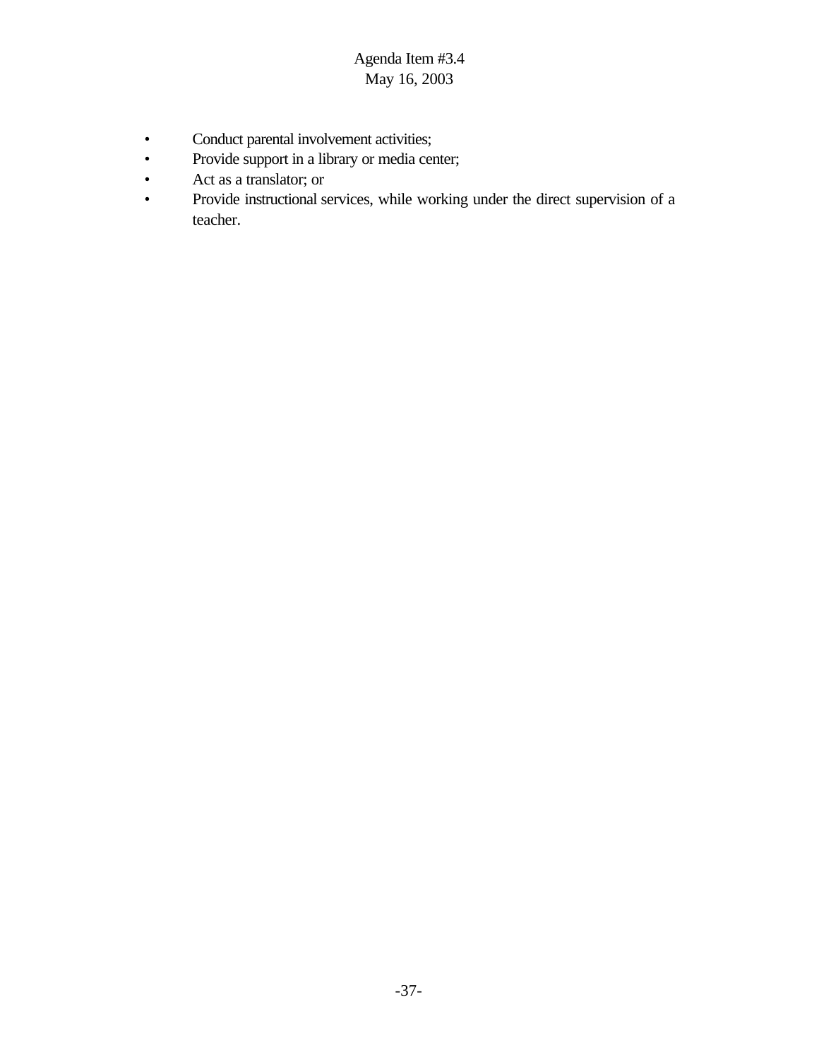- Conduct parental involvement activities;
- Provide support in a library or media center;
- Act as a translator; or
- Provide instructional services, while working under the direct supervision of a teacher.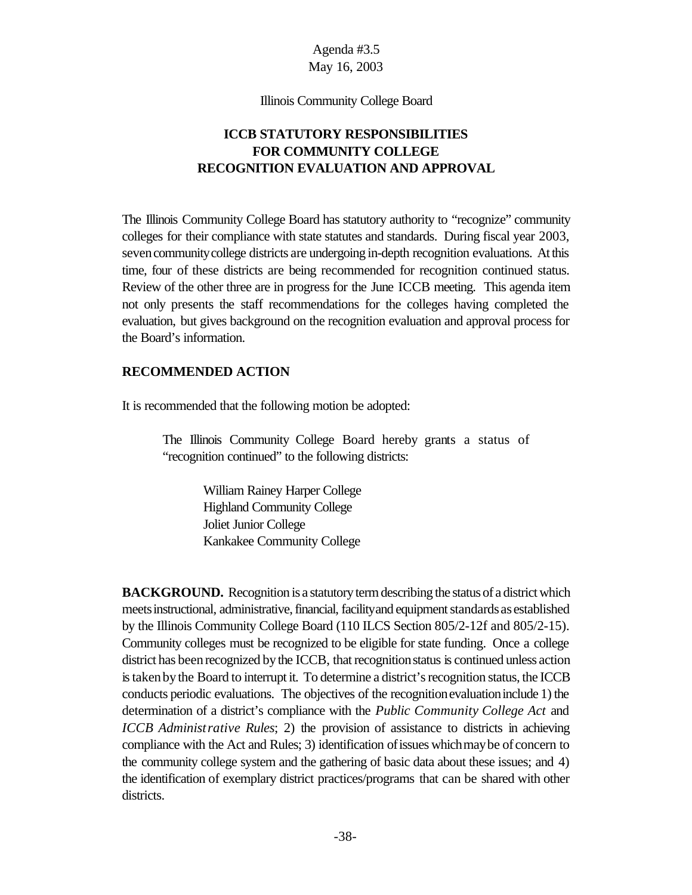Agenda #3.5
May 16, 2003

Illinois Community College Board

# ICCB STATUTORY RESPONSIBILITIES FOR COMMUNITY COLLEGE RECOGNITION EVALUATION AND APPROVAL

The Illinois Community College Board has statutory authority to "recognize" community colleges for their compliance with state statutes and standards. During fiscal year 2003, seven community college districts are undergoing in-depth recognition evaluations. At this time, four of these districts are being recommended for recognition continued status. Review of the other three are in progress for the June ICCB meeting. This agenda item not only presents the staff recommendations for the colleges having completed the evaluation, but gives background on the recognition evaluation and approval process for the Board's information.

## RECOMMENDED ACTION

It is recommended that the following motion be adopted:

> The Illinois Community College Board hereby grants a status of "recognition continued" to the following districts:
>
> William Rainey Harper College
> Highland Community College
> Joliet Junior College
> Kankakee Community College

**BACKGROUND.** Recognition is a statutory term describing the status of a district which meets instructional, administrative, financial, facility and equipment standards as established by the Illinois Community College Board (110 ILCS Section 805/2-12f and 805/2-15). Community colleges must be recognized to be eligible for state funding. Once a college district has been recognized by the ICCB, that recognition status is continued unless action is taken by the Board to interrupt it. To determine a district's recognition status, the ICCB conducts periodic evaluations. The objectives of the recognition evaluation include 1) the determination of a district's compliance with the *Public Community College Act* and *ICCB Administrative Rules*; 2) the provision of assistance to districts in achieving compliance with the Act and Rules; 3) identification of issues which may be of concern to the community college system and the gathering of basic data about these issues; and 4) the identification of exemplary district practices/programs that can be shared with other districts.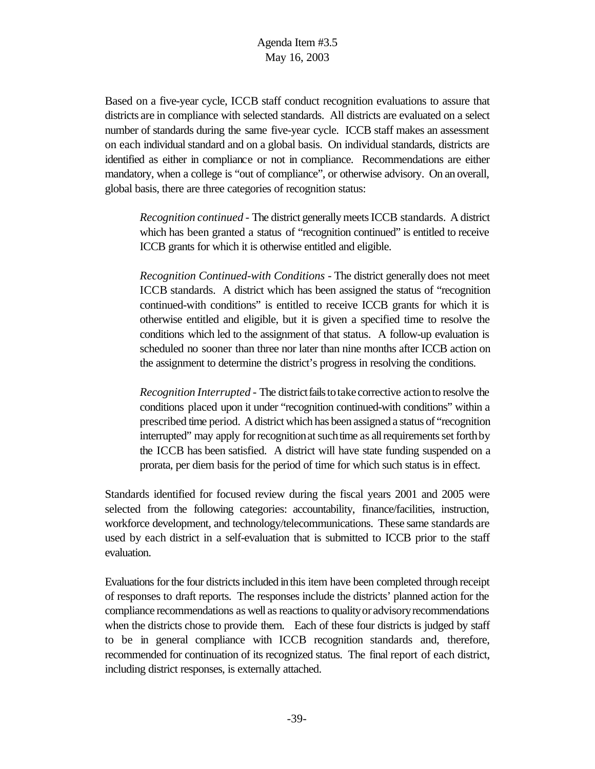Based on a five-year cycle, ICCB staff conduct recognition evaluations to assure that districts are in compliance with selected standards. All districts are evaluated on a select number of standards during the same five-year cycle. ICCB staff makes an assessment on each individual standard and on a global basis. On individual standards, districts are identified as either in compliance or not in compliance. Recommendations are either mandatory, when a college is "out of compliance", or otherwise advisory. On an overall, global basis, there are three categories of recognition status:

> *Recognition continued* - The district generally meets ICCB standards. A district which has been granted a status of "recognition continued" is entitled to receive ICCB grants for which it is otherwise entitled and eligible.
>
> *Recognition Continued-with Conditions* - The district generally does not meet ICCB standards. A district which has been assigned the status of "recognition continued-with conditions" is entitled to receive ICCB grants for which it is otherwise entitled and eligible, but it is given a specified time to resolve the conditions which led to the assignment of that status. A follow-up evaluation is scheduled no sooner than three nor later than nine months after ICCB action on the assignment to determine the district's progress in resolving the conditions.
>
> *Recognition Interrupted* - The district fails to take corrective action to resolve the conditions placed upon it under "recognition continued-with conditions" within a prescribed time period. A district which has been assigned a status of "recognition interrupted" may apply for recognition at such time as all requirements set forth by the ICCB has been satisfied. A district will have state funding suspended on a prorata, per diem basis for the period of time for which such status is in effect.

Standards identified for focused review during the fiscal years 2001 and 2005 were selected from the following categories: accountability, finance/facilities, instruction, workforce development, and technology/telecommunications. These same standards are used by each district in a self-evaluation that is submitted to ICCB prior to the staff evaluation.

Evaluations for the four districts included in this item have been completed through receipt of responses to draft reports. The responses include the districts' planned action for the compliance recommendations as well as reactions to quality or advisory recommendations when the districts chose to provide them. Each of these four districts is judged by staff to be in general compliance with ICCB recognition standards and, therefore, recommended for continuation of its recognized status. The final report of each district, including district responses, is externally attached.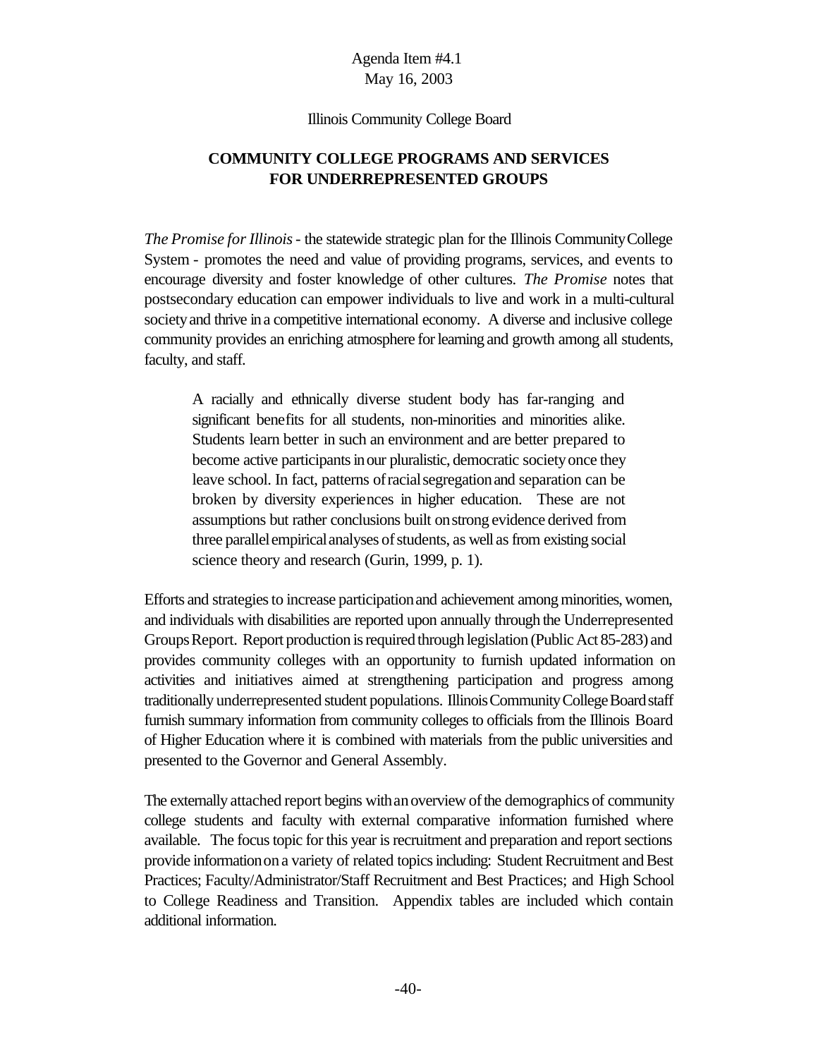Agenda Item #4.1
May 16, 2003

Illinois Community College Board

## COMMUNITY COLLEGE PROGRAMS AND SERVICES FOR UNDERREPRESENTED GROUPS

*The Promise for Illinois* - the statewide strategic plan for the Illinois Community College System - promotes the need and value of providing programs, services, and events to encourage diversity and foster knowledge of other cultures. *The Promise* notes that postsecondary education can empower individuals to live and work in a multi-cultural society and thrive in a competitive international economy. A diverse and inclusive college community provides an enriching atmosphere for learning and growth among all students, faculty, and staff.

> A racially and ethnically diverse student body has far-ranging and significant benefits for all students, non-minorities and minorities alike. Students learn better in such an environment and are better prepared to become active participants in our pluralistic, democratic society once they leave school. In fact, patterns of racial segregation and separation can be broken by diversity experiences in higher education. These are not assumptions but rather conclusions built on strong evidence derived from three parallel empirical analyses of students, as well as from existing social science theory and research (Gurin, 1999, p. 1).

Efforts and strategies to increase participation and achievement among minorities, women, and individuals with disabilities are reported upon annually through the Underrepresented Groups Report. Report production is required through legislation (Public Act 85-283) and provides community colleges with an opportunity to furnish updated information on activities and initiatives aimed at strengthening participation and progress among traditionally underrepresented student populations. Illinois Community College Board staff furnish summary information from community colleges to officials from the Illinois Board of Higher Education where it is combined with materials from the public universities and presented to the Governor and General Assembly.

The externally attached report begins with an overview of the demographics of community college students and faculty with external comparative information furnished where available. The focus topic for this year is recruitment and preparation and report sections provide information on a variety of related topics including: Student Recruitment and Best Practices; Faculty/Administrator/Staff Recruitment and Best Practices; and High School to College Readiness and Transition. Appendix tables are included which contain additional information.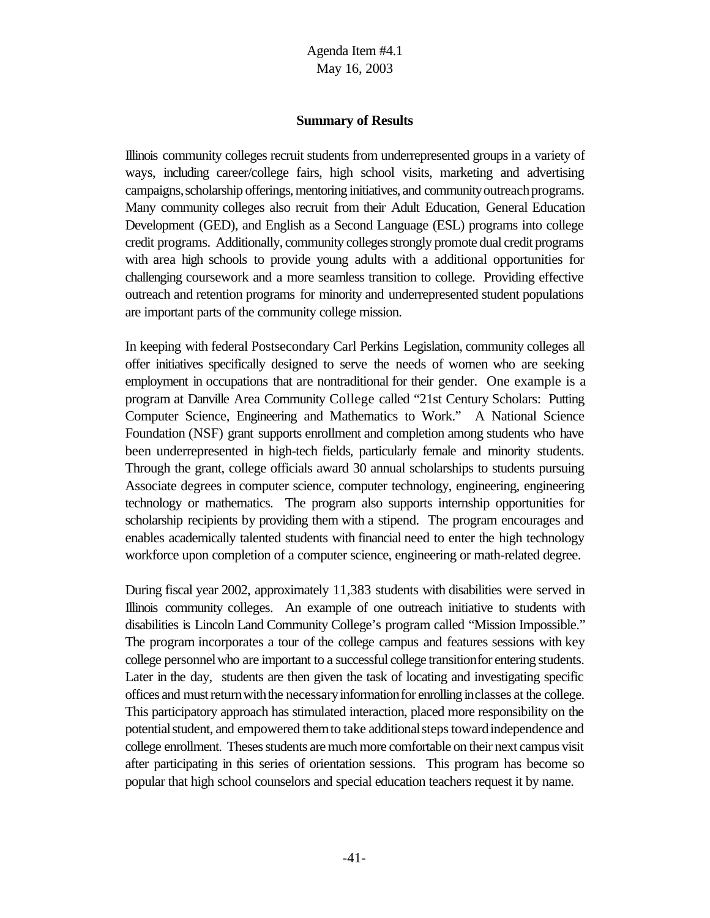## Summary of Results

Illinois community colleges recruit students from underrepresented groups in a variety of ways, including career/college fairs, high school visits, marketing and advertising campaigns, scholarship offerings, mentoring initiatives, and community outreach programs. Many community colleges also recruit from their Adult Education, General Education Development (GED), and English as a Second Language (ESL) programs into college credit programs. Additionally, community colleges strongly promote dual credit programs with area high schools to provide young adults with a additional opportunities for challenging coursework and a more seamless transition to college. Providing effective outreach and retention programs for minority and underrepresented student populations are important parts of the community college mission.

In keeping with federal Postsecondary Carl Perkins Legislation, community colleges all offer initiatives specifically designed to serve the needs of women who are seeking employment in occupations that are nontraditional for their gender. One example is a program at Danville Area Community College called "21st Century Scholars: Putting Computer Science, Engineering and Mathematics to Work." A National Science Foundation (NSF) grant supports enrollment and completion among students who have been underrepresented in high-tech fields, particularly female and minority students. Through the grant, college officials award 30 annual scholarships to students pursuing Associate degrees in computer science, computer technology, engineering, engineering technology or mathematics. The program also supports internship opportunities for scholarship recipients by providing them with a stipend. The program encourages and enables academically talented students with financial need to enter the high technology workforce upon completion of a computer science, engineering or math-related degree.

During fiscal year 2002, approximately 11,383 students with disabilities were served in Illinois community colleges. An example of one outreach initiative to students with disabilities is Lincoln Land Community College's program called "Mission Impossible." The program incorporates a tour of the college campus and features sessions with key college personnel who are important to a successful college transition for entering students. Later in the day, students are then given the task of locating and investigating specific offices and must return with the necessary information for enrolling in classes at the college. This participatory approach has stimulated interaction, placed more responsibility on the potential student, and empowered them to take additional steps toward independence and college enrollment. Theses students are much more comfortable on their next campus visit after participating in this series of orientation sessions. This program has become so popular that high school counselors and special education teachers request it by name.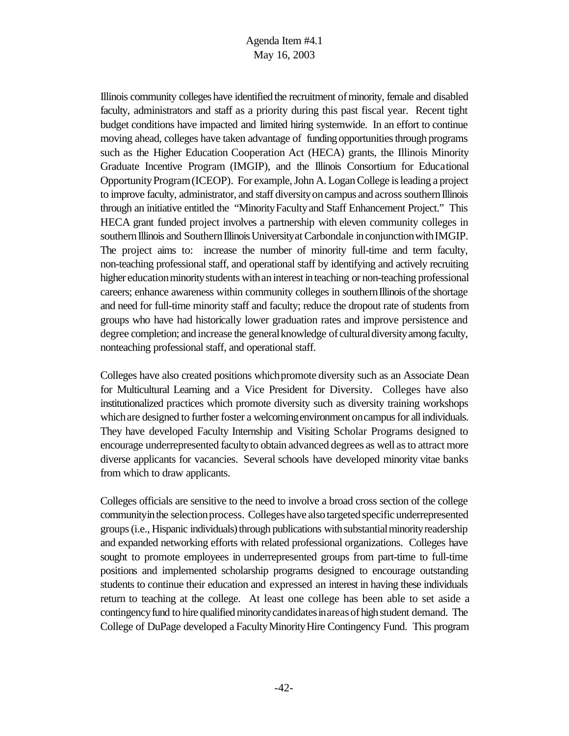Illinois community colleges have identified the recruitment of minority, female and disabled faculty, administrators and staff as a priority during this past fiscal year. Recent tight budget conditions have impacted and limited hiring systemwide. In an effort to continue moving ahead, colleges have taken advantage of funding opportunities through programs such as the Higher Education Cooperation Act (HECA) grants, the Illinois Minority Graduate Incentive Program (IMGIP), and the Illinois Consortium for Educational Opportunity Program (ICEOP). For example, John A. Logan College is leading a project to improve faculty, administrator, and staff diversity on campus and across southern Illinois through an initiative entitled the "Minority Faculty and Staff Enhancement Project." This HECA grant funded project involves a partnership with eleven community colleges in southern Illinois and Southern Illinois University at Carbondale in conjunction with IMGIP. The project aims to: increase the number of minority full-time and term faculty, non-teaching professional staff, and operational staff by identifying and actively recruiting higher education minority students with an interest in teaching or non-teaching professional careers; enhance awareness within community colleges in southern Illinois of the shortage and need for full-time minority staff and faculty; reduce the dropout rate of students from groups who have had historically lower graduation rates and improve persistence and degree completion; and increase the general knowledge of cultural diversity among faculty, nonteaching professional staff, and operational staff.

Colleges have also created positions which promote diversity such as an Associate Dean for Multicultural Learning and a Vice President for Diversity. Colleges have also institutionalized practices which promote diversity such as diversity training workshops which are designed to further foster a welcoming environment on campus for all individuals. They have developed Faculty Internship and Visiting Scholar Programs designed to encourage underrepresented faculty to obtain advanced degrees as well as to attract more diverse applicants for vacancies. Several schools have developed minority vitae banks from which to draw applicants.

Colleges officials are sensitive to the need to involve a broad cross section of the college community in the selection process. Colleges have also targeted specific underrepresented groups (i.e., Hispanic individuals) through publications with substantial minority readership and expanded networking efforts with related professional organizations. Colleges have sought to promote employees in underrepresented groups from part-time to full-time positions and implemented scholarship programs designed to encourage outstanding students to continue their education and expressed an interest in having these individuals return to teaching at the college. At least one college has been able to set aside a contingency fund to hire qualified minority candidates in areas of high student demand. The College of DuPage developed a Faculty Minority Hire Contingency Fund. This program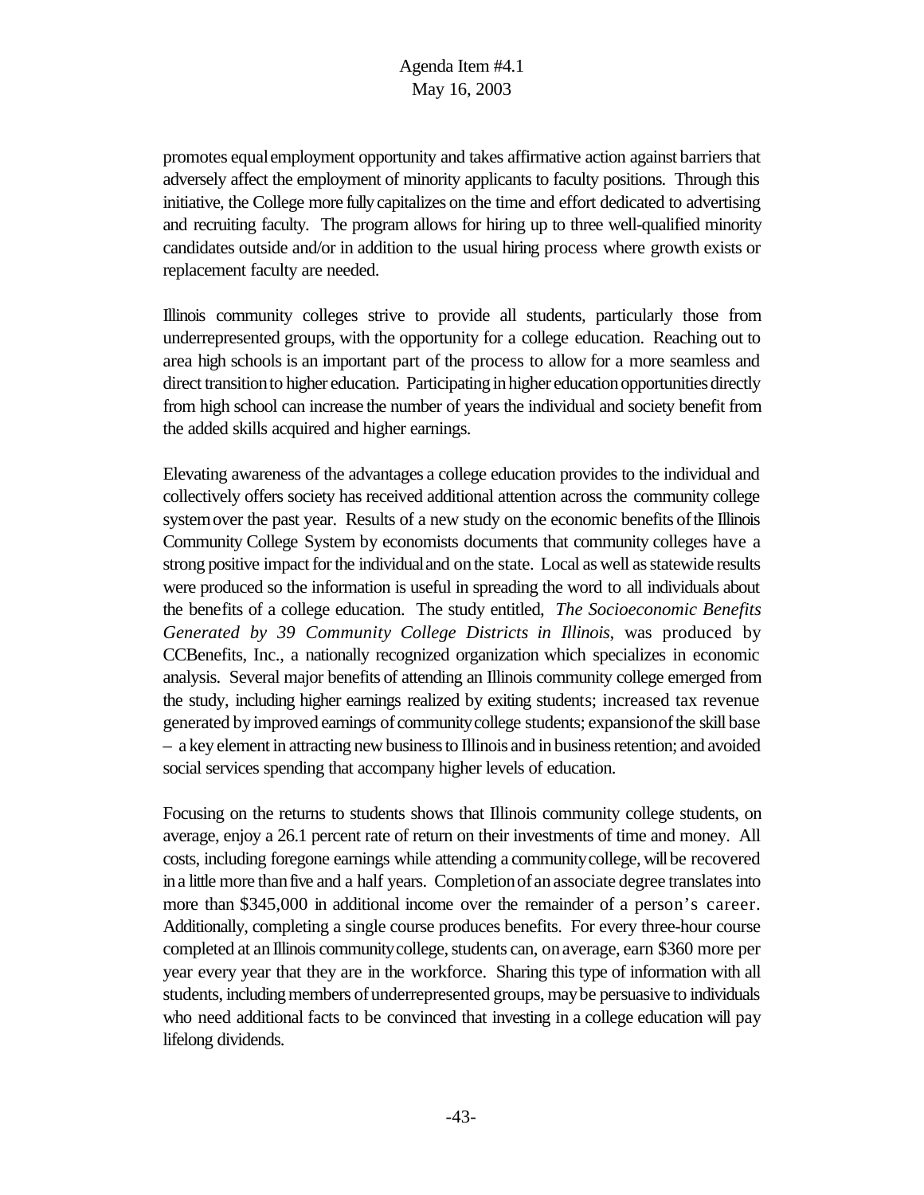promotes equal employment opportunity and takes affirmative action against barriers that adversely affect the employment of minority applicants to faculty positions. Through this initiative, the College more fully capitalizes on the time and effort dedicated to advertising and recruiting faculty. The program allows for hiring up to three well-qualified minority candidates outside and/or in addition to the usual hiring process where growth exists or replacement faculty are needed.

Illinois community colleges strive to provide all students, particularly those from underrepresented groups, with the opportunity for a college education. Reaching out to area high schools is an important part of the process to allow for a more seamless and direct transition to higher education. Participating in higher education opportunities directly from high school can increase the number of years the individual and society benefit from the added skills acquired and higher earnings.

Elevating awareness of the advantages a college education provides to the individual and collectively offers society has received additional attention across the community college system over the past year. Results of a new study on the economic benefits of the Illinois Community College System by economists documents that community colleges have a strong positive impact for the individual and on the state. Local as well as statewide results were produced so the information is useful in spreading the word to all individuals about the benefits of a college education. The study entitled, *The Socioeconomic Benefits Generated by 39 Community College Districts in Illinois*, was produced by CCBenefits, Inc., a nationally recognized organization which specializes in economic analysis. Several major benefits of attending an Illinois community college emerged from the study, including higher earnings realized by exiting students; increased tax revenue generated by improved earnings of community college students; expansion of the skill base – a key element in attracting new business to Illinois and in business retention; and avoided social services spending that accompany higher levels of education.

Focusing on the returns to students shows that Illinois community college students, on average, enjoy a 26.1 percent rate of return on their investments of time and money. All costs, including foregone earnings while attending a community college, will be recovered in a little more than five and a half years. Completion of an associate degree translates into more than $345,000 in additional income over the remainder of a person's career. Additionally, completing a single course produces benefits. For every three-hour course completed at an Illinois community college, students can, on average, earn $360 more per year every year that they are in the workforce. Sharing this type of information with all students, including members of underrepresented groups, may be persuasive to individuals who need additional facts to be convinced that investing in a college education will pay lifelong dividends.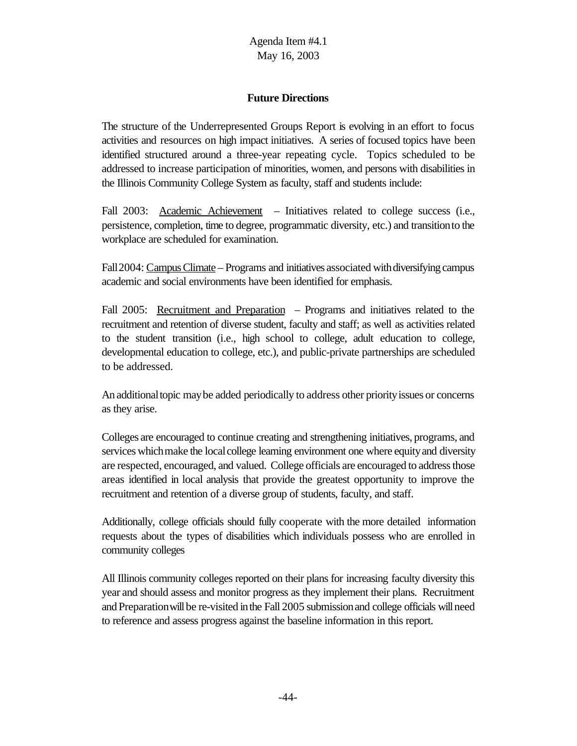Agenda Item #4.1
May 16, 2003

## Future Directions

The structure of the Underrepresented Groups Report is evolving in an effort to focus activities and resources on high impact initiatives. A series of focused topics have been identified structured around a three-year repeating cycle. Topics scheduled to be addressed to increase participation of minorities, women, and persons with disabilities in the Illinois Community College System as faculty, staff and students include:

Fall 2003: Academic Achievement – Initiatives related to college success (i.e., persistence, completion, time to degree, programmatic diversity, etc.) and transition to the workplace are scheduled for examination.

Fall 2004: Campus Climate – Programs and initiatives associated with diversifying campus academic and social environments have been identified for emphasis.

Fall 2005: Recruitment and Preparation – Programs and initiatives related to the recruitment and retention of diverse student, faculty and staff; as well as activities related to the student transition (i.e., high school to college, adult education to college, developmental education to college, etc.), and public-private partnerships are scheduled to be addressed.

An additional topic may be added periodically to address other priority issues or concerns as they arise.

Colleges are encouraged to continue creating and strengthening initiatives, programs, and services which make the local college learning environment one where equity and diversity are respected, encouraged, and valued. College officials are encouraged to address those areas identified in local analysis that provide the greatest opportunity to improve the recruitment and retention of a diverse group of students, faculty, and staff.

Additionally, college officials should fully cooperate with the more detailed information requests about the types of disabilities which individuals possess who are enrolled in community colleges

All Illinois community colleges reported on their plans for increasing faculty diversity this year and should assess and monitor progress as they implement their plans. Recruitment and Preparation will be re-visited in the Fall 2005 submission and college officials will need to reference and assess progress against the baseline information in this report.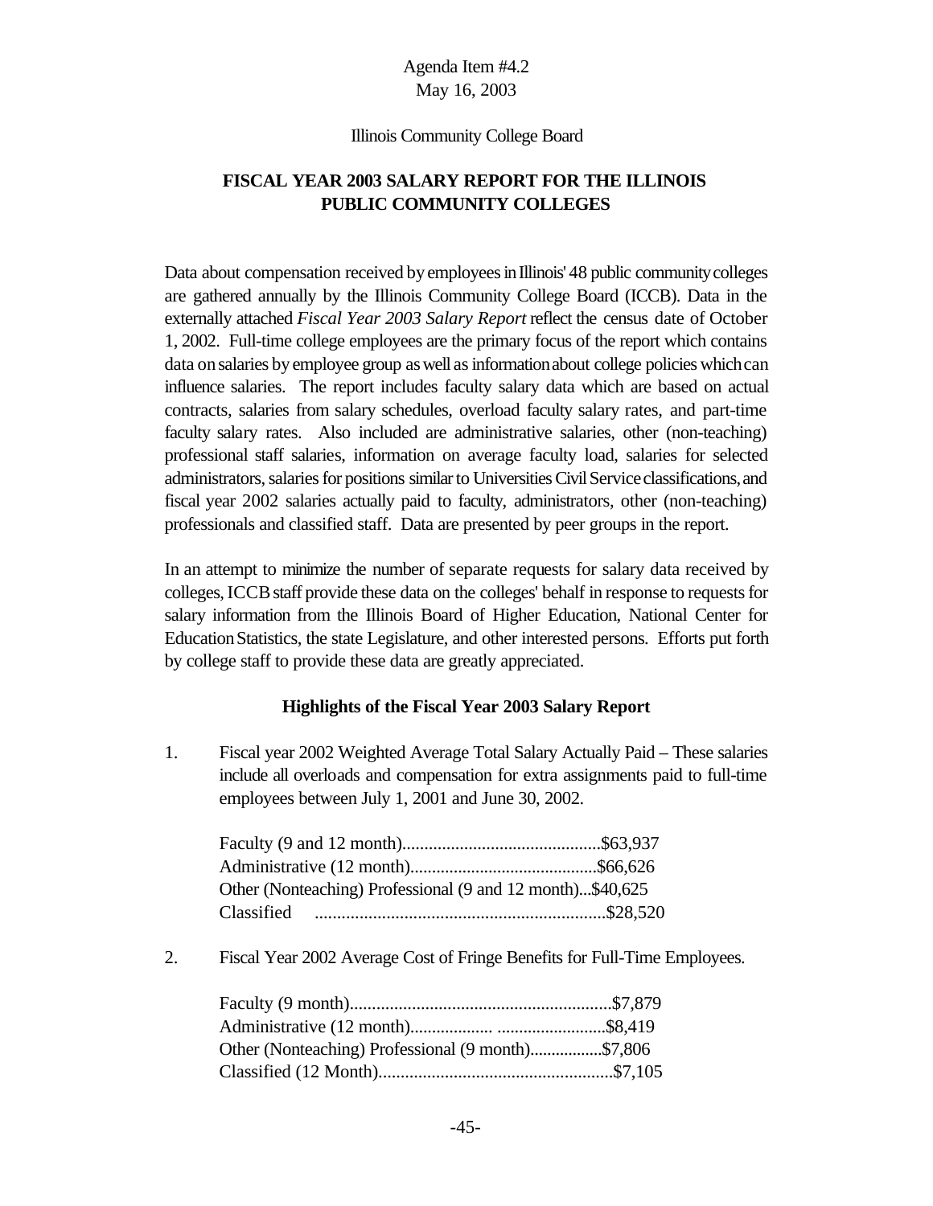Agenda Item #4.2
May 16, 2003

Illinois Community College Board

## FISCAL YEAR 2003 SALARY REPORT FOR THE ILLINOIS PUBLIC COMMUNITY COLLEGES

Data about compensation received by employees in Illinois' 48 public community colleges are gathered annually by the Illinois Community College Board (ICCB). Data in the externally attached *Fiscal Year 2003 Salary Report* reflect the census date of October 1, 2002. Full-time college employees are the primary focus of the report which contains data on salaries by employee group as well as information about college policies which can influence salaries. The report includes faculty salary data which are based on actual contracts, salaries from salary schedules, overload faculty salary rates, and part-time faculty salary rates. Also included are administrative salaries, other (non-teaching) professional staff salaries, information on average faculty load, salaries for selected administrators, salaries for positions similar to Universities Civil Service classifications, and fiscal year 2002 salaries actually paid to faculty, administrators, other (non-teaching) professionals and classified staff. Data are presented by peer groups in the report.

In an attempt to minimize the number of separate requests for salary data received by colleges, ICCB staff provide these data on the colleges' behalf in response to requests for salary information from the Illinois Board of Higher Education, National Center for Education Statistics, the state Legislature, and other interested persons. Efforts put forth by college staff to provide these data are greatly appreciated.

### Highlights of the Fiscal Year 2003 Salary Report

1. Fiscal year 2002 Weighted Average Total Salary Actually Paid – These salaries include all overloads and compensation for extra assignments paid to full-time employees between July 1, 2001 and June 30, 2002.

   Faculty (9 and 12 month)..............................................$63,937
   Administrative (12 month)............................................$66,626
   Other (Nonteaching) Professional (9 and 12 month)...$40,625
   Classified .................................................................$28,520

2. Fiscal Year 2002 Average Cost of Fringe Benefits for Full-Time Employees.

   Faculty (9 month)............................................................$7,879
   Administrative (12 month).................. .........................$8,419
   Other (Nonteaching) Professional (9 month).................$7,806
   Classified (12 Month).....................................................$7,105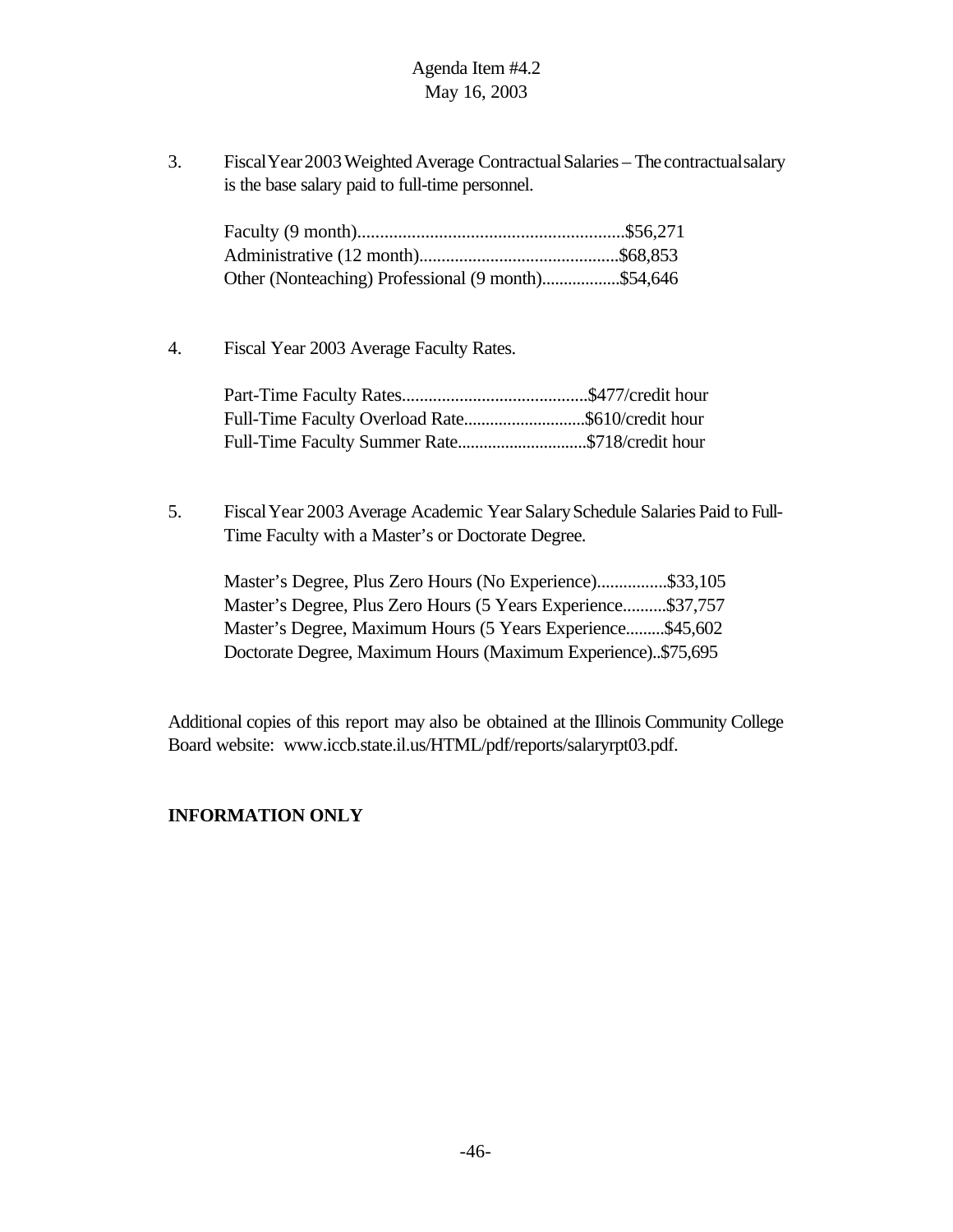Agenda Item #4.2
May 16, 2003

3. Fiscal Year 2003 Weighted Average Contractual Salaries – The contractual salary is the base salary paid to full-time personnel.

   Faculty (9 month)...........................................................$56,271
   Administrative (12 month)............................................$68,853
   Other (Nonteaching) Professional (9 month)..................$54,646

4. Fiscal Year 2003 Average Faculty Rates.

   Part-Time Faculty Rates..........................................$477/credit hour
   Full-Time Faculty Overload Rate............................$610/credit hour
   Full-Time Faculty Summer Rate.............................$718/credit hour

5. Fiscal Year 2003 Average Academic Year Salary Schedule Salaries Paid to Full-Time Faculty with a Master's or Doctorate Degree.

   Master's Degree, Plus Zero Hours (No Experience)................$33,105
   Master's Degree, Plus Zero Hours (5 Years Experience..........$37,757
   Master's Degree, Maximum Hours (5 Years Experience.........$45,602
   Doctorate Degree, Maximum Hours (Maximum Experience)..$75,695

Additional copies of this report may also be obtained at the Illinois Community College Board website: www.iccb.state.il.us/HTML/pdf/reports/salaryrpt03.pdf.

**INFORMATION ONLY**